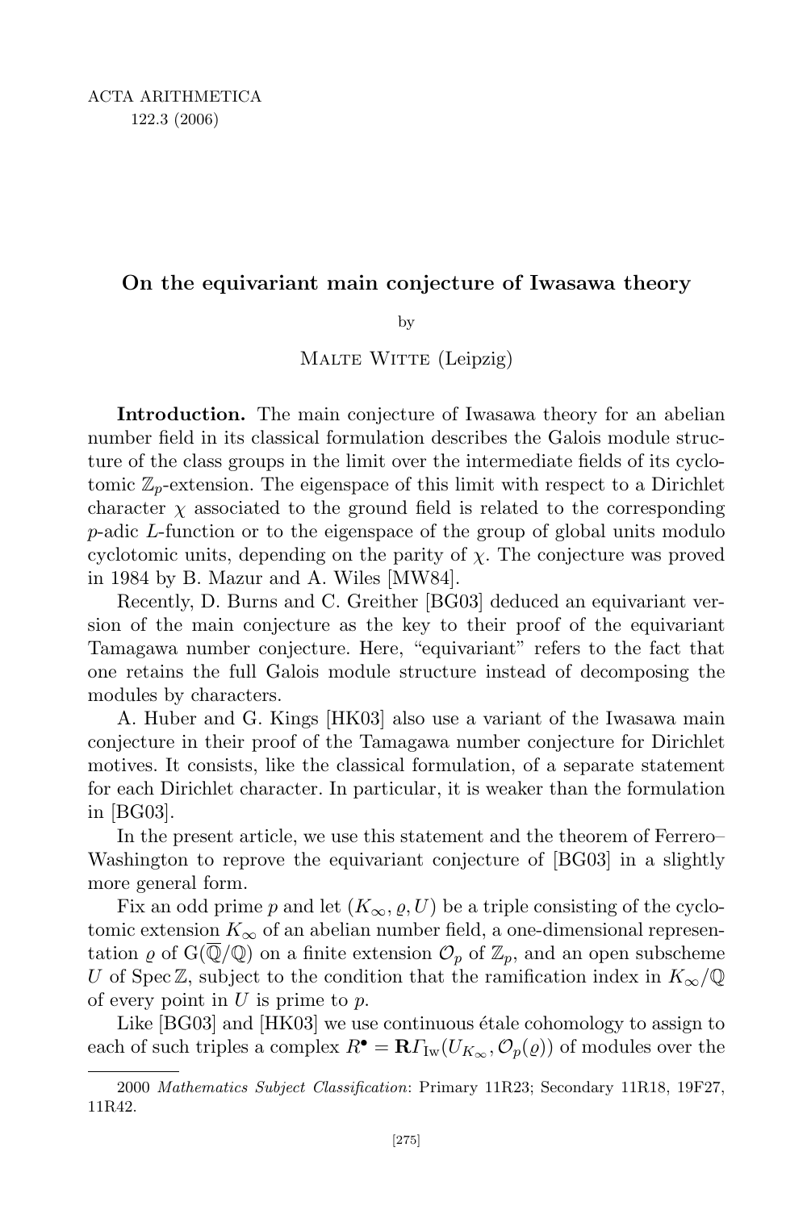# On the equivariant main conjecture of Iwasawa theory

by

Malte Witte (Leipzig)

**Introduction.** The main conjecture of Iwasawa theory for an abelian number field in its classical formulation describes the Galois module structure of the class groups in the limit over the intermediate fields of its cyclotomic $\mathbb{Z}_p$-extension. The eigenspace of this limit with respect to a Dirichlet character $\chi$ associated to the ground field is related to the corresponding $p$-adic $L$-function or to the eigenspace of the group of global units modulo cyclotomic units, depending on the parity of $\chi$. The conjecture was proved in 1984 by B. Mazur and A. Wiles [MW84].

Recently, D. Burns and C. Greither [BG03] deduced an equivariant version of the main conjecture as the key to their proof of the equivariant Tamagawa number conjecture. Here, "equivariant" refers to the fact that one retains the full Galois module structure instead of decomposing the modules by characters.

A. Huber and G. Kings [HK03] also use a variant of the Iwasawa main conjecture in their proof of the Tamagawa number conjecture for Dirichlet motives. It consists, like the classical formulation, of a separate statement for each Dirichlet character. In particular, it is weaker than the formulation in [BG03].

In the present article, we use this statement and the theorem of Ferrero–Washington to reprove the equivariant conjecture of [BG03] in a slightly more general form.

Fix an odd prime $p$ and let $(K_\infty, \varrho, U)$ be a triple consisting of the cyclotomic extension $K_\infty$ of an abelian number field, a one-dimensional representation $\varrho$ of $\mathrm{G}(\overline{\mathbb{Q}}/\mathbb{Q})$ on a finite extension $\mathcal{O}_p$ of $\mathbb{Z}_p$, and an open subscheme $U$ of $\operatorname{Spec}\mathbb{Z}$, subject to the condition that the ramification index in $K_\infty/\mathbb{Q}$ of every point in $U$ is prime to $p$.

Like [BG03] and [HK03] we use continuous étale cohomology to assign to each of such triples a complex $R^\bullet = \mathbf{R}\Gamma_{\mathrm{Iw}}(U_{K_\infty}, \mathcal{O}_p(\varrho))$ of modules over the

---

2000 *Mathematics Subject Classification*: Primary 11R23; Secondary 11R18, 19F27, 11R42.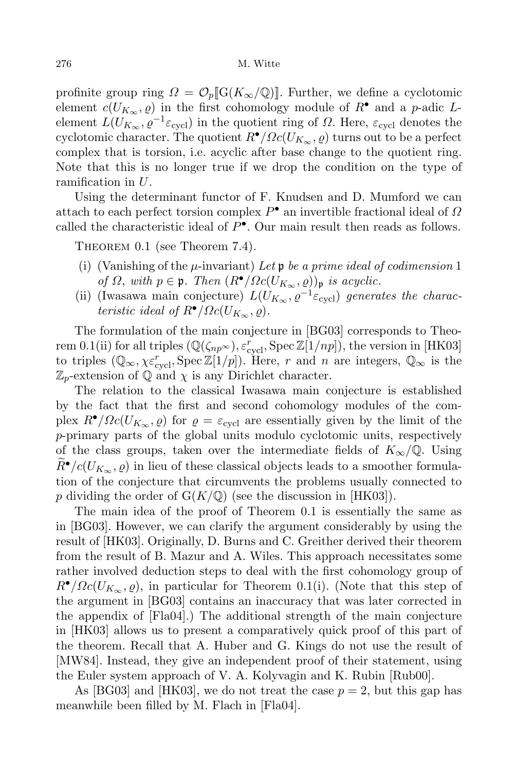profinite group ring $\Omega = \mathcal{O}_p[\![\mathrm{G}(K_\infty/\mathbb{Q})]\!]$. Further, we define a cyclotomic element $c(U_{K_\infty}, \varrho)$ in the first cohomology module of $R^\bullet$ and a $p$-adic $L$-element $L(U_{K_\infty}, \varrho^{-1}\varepsilon_{\mathrm{cycl}})$ in the quotient ring of $\Omega$. Here, $\varepsilon_{\mathrm{cycl}}$ denotes the cyclotomic character. The quotient $R^\bullet/\Omega c(U_{K_\infty}, \varrho)$ turns out to be a perfect complex that is torsion, i.e. acyclic after base change to the quotient ring. Note that this is no longer true if we drop the condition on the type of ramification in $U$.

Using the determinant functor of F. Knudsen and D. Mumford we can attach to each perfect torsion complex $P^\bullet$ an invertible fractional ideal of $\Omega$ called the characteristic ideal of $P^\bullet$. Our main result then reads as follows.

Theorem 0.1 (see Theorem 7.4).

(i) (Vanishing of the $\mu$-invariant) *Let $\mathfrak{p}$ be a prime ideal of codimension 1 of $\Omega$, with $p \in \mathfrak{p}$. Then $(R^\bullet/\Omega c(U_{K_\infty}, \varrho))_{\mathfrak{p}}$ is acyclic.*

(ii) (Iwasawa main conjecture) *$L(U_{K_\infty}, \varrho^{-1}\varepsilon_{\mathrm{cycl}})$ generates the characteristic ideal of $R^\bullet/\Omega c(U_{K_\infty}, \varrho)$.*

The formulation of the main conjecture in [BG03] corresponds to Theorem 0.1(ii) for all triples $(\mathbb{Q}(\zeta_{np^\infty}), \varepsilon_{\mathrm{cycl}}^r, \operatorname{Spec} \mathbb{Z}[1/np])$, the version in [HK03] to triples $(\mathbb{Q}_\infty, \chi\varepsilon_{\mathrm{cycl}}^r, \operatorname{Spec} \mathbb{Z}[1/p])$. Here, $r$ and $n$ are integers, $\mathbb{Q}_\infty$ is the $\mathbb{Z}_p$-extension of $\mathbb{Q}$ and $\chi$ is any Dirichlet character.

The relation to the classical Iwasawa main conjecture is established by the fact that the first and second cohomology modules of the complex $R^\bullet/\Omega c(U_{K_\infty}, \varrho)$ for $\varrho = \varepsilon_{\mathrm{cycl}}$ are essentially given by the limit of the $p$-primary parts of the global units modulo cyclotomic units, respectively of the class groups, taken over the intermediate fields of $K_\infty/\mathbb{Q}$. Using $\widetilde{R}^\bullet/c(U_{K_\infty}, \varrho)$ in lieu of these classical objects leads to a smoother formulation of the conjecture that circumvents the problems usually connected to $p$ dividing the order of $\mathrm{G}(K/\mathbb{Q})$ (see the discussion in [HK03]).

The main idea of the proof of Theorem 0.1 is essentially the same as in [BG03]. However, we can clarify the argument considerably by using the result of [HK03]. Originally, D. Burns and C. Greither derived their theorem from the result of B. Mazur and A. Wiles. This approach necessitates some rather involved deduction steps to deal with the first cohomology group of $R^\bullet/\Omega c(U_{K_\infty}, \varrho)$, in particular for Theorem 0.1(i). (Note that this step of the argument in [BG03] contains an inaccuracy that was later corrected in the appendix of [Fla04].) The additional strength of the main conjecture in [HK03] allows us to present a comparatively quick proof of this part of the theorem. Recall that A. Huber and G. Kings do not use the result of [MW84]. Instead, they give an independent proof of their statement, using the Euler system approach of V. A. Kolyvagin and K. Rubin [Rub00].

As [BG03] and [HK03], we do not treat the case $p = 2$, but this gap has meanwhile been filled by M. Flach in [Fla04].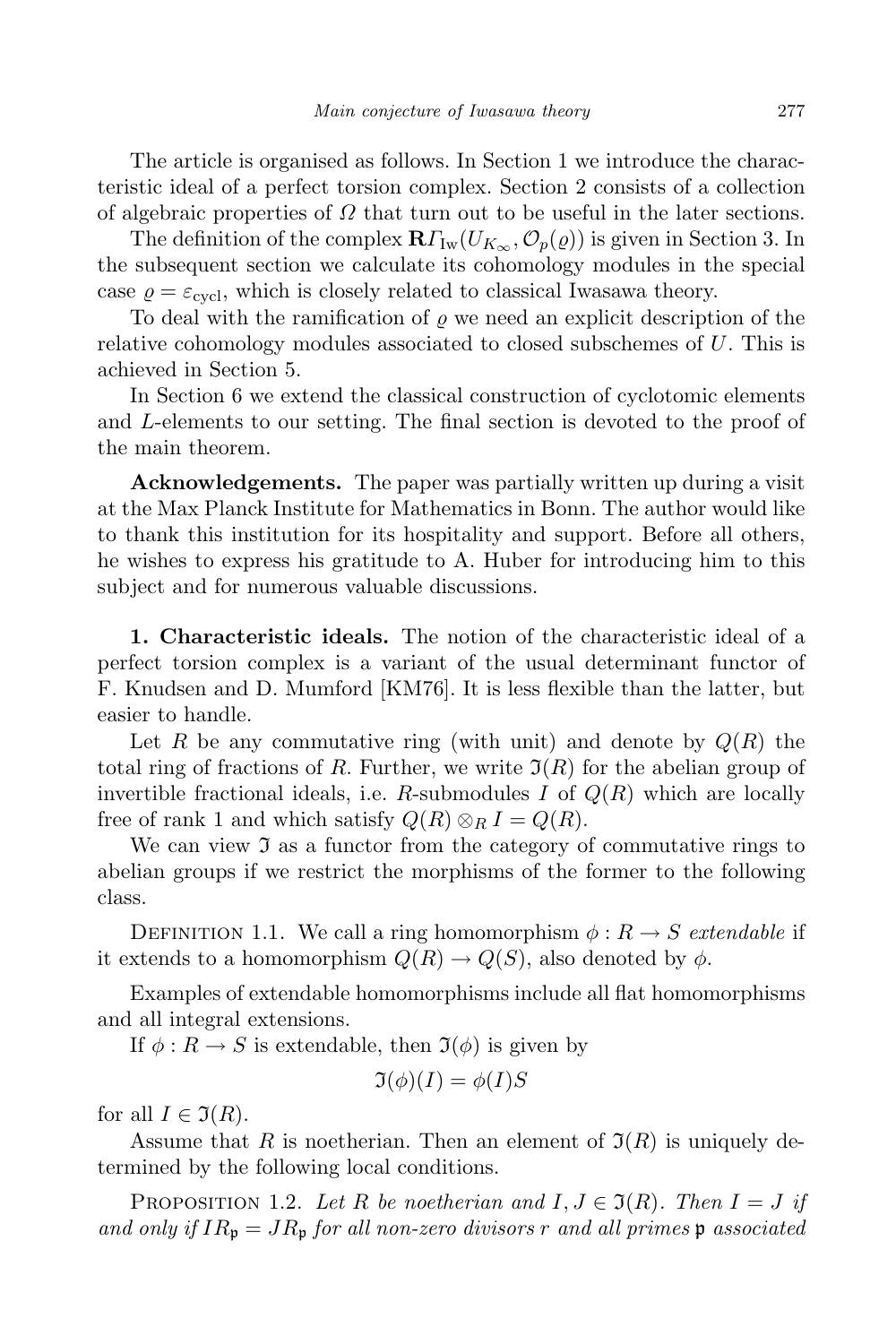The article is organised as follows. In Section 1 we introduce the characteristic ideal of a perfect torsion complex. Section 2 consists of a collection of algebraic properties of $\Omega$ that turn out to be useful in the later sections.

The definition of the complex $\mathbf{R}\Gamma_{\mathrm{Iw}}(U_{K_\infty}, \mathcal{O}_p(\varrho))$ is given in Section 3. In the subsequent section we calculate its cohomology modules in the special case $\varrho = \varepsilon_{\mathrm{cycl}}$, which is closely related to classical Iwasawa theory.

To deal with the ramification of $\varrho$ we need an explicit description of the relative cohomology modules associated to closed subschemes of $U$. This is achieved in Section 5.

In Section 6 we extend the classical construction of cyclotomic elements and $L$-elements to our setting. The final section is devoted to the proof of the main theorem.

**Acknowledgements.** The paper was partially written up during a visit at the Max Planck Institute for Mathematics in Bonn. The author would like to thank this institution for its hospitality and support. Before all others, he wishes to express his gratitude to A. Huber for introducing him to this subject and for numerous valuable discussions.

**1. Characteristic ideals.** The notion of the characteristic ideal of a perfect torsion complex is a variant of the usual determinant functor of F. Knudsen and D. Mumford [KM76]. It is less flexible than the latter, but easier to handle.

Let $R$ be any commutative ring (with unit) and denote by $Q(R)$ the total ring of fractions of $R$. Further, we write $\mathfrak{I}(R)$ for the abelian group of invertible fractional ideals, i.e. $R$-submodules $I$ of $Q(R)$ which are locally free of rank 1 and which satisfy $Q(R) \otimes_R I = Q(R)$.

We can view $\mathfrak{I}$ as a functor from the category of commutative rings to abelian groups if we restrict the morphisms of the former to the following class.

Definition 1.1. We call a ring homomorphism $\phi : R \to S$ *extendable* if it extends to a homomorphism $Q(R) \to Q(S)$, also denoted by $\phi$.

Examples of extendable homomorphisms include all flat homomorphisms and all integral extensions.

If $\phi : R \to S$ is extendable, then $\mathfrak{I}(\phi)$ is given by

$$\mathfrak{I}(\phi)(I) = \phi(I)S$$

for all $I \in \mathfrak{I}(R)$.

Assume that $R$ is noetherian. Then an element of $\mathfrak{I}(R)$ is uniquely determined by the following local conditions.

Proposition 1.2. *Let $R$ be noetherian and $I, J \in \mathfrak{I}(R)$. Then $I = J$ if and only if $IR_{\mathfrak{p}} = JR_{\mathfrak{p}}$ for all non-zero divisors $r$ and all primes $\mathfrak{p}$ associated*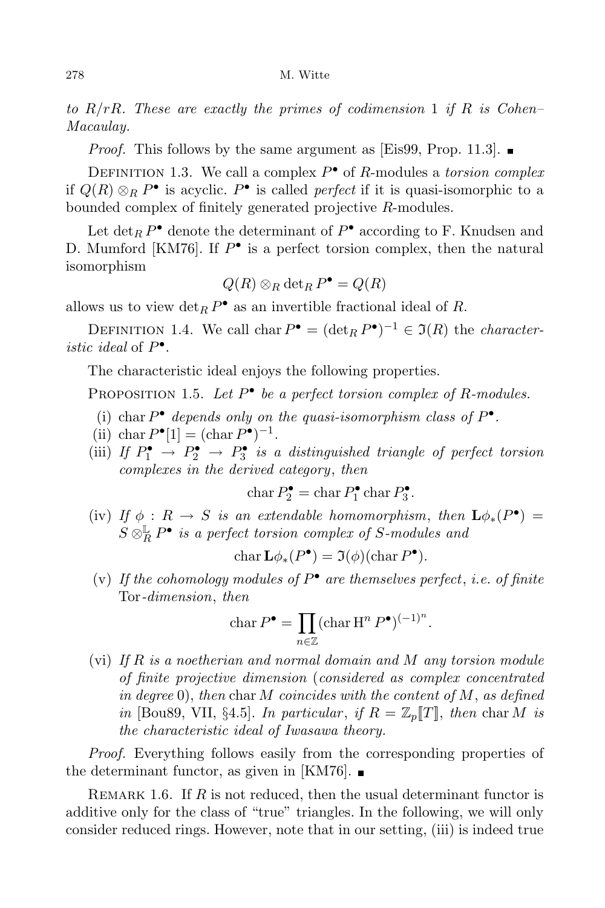*to $R/rR$. These are exactly the primes of codimension* 1 *if $R$ is Cohen–Macaulay.*

*Proof.* This follows by the same argument as [Eis99, Prop. 11.3]. ∎

Definition 1.3. We call a complex $P^\bullet$ of $R$-modules a *torsion complex* if $Q(R) \otimes_R P^\bullet$ is acyclic. $P^\bullet$ is called *perfect* if it is quasi-isomorphic to a bounded complex of finitely generated projective $R$-modules.

Let $\det_R P^\bullet$ denote the determinant of $P^\bullet$ according to F. Knudsen and D. Mumford [KM76]. If $P^\bullet$ is a perfect torsion complex, then the natural isomorphism

$$Q(R) \otimes_R \det_R P^\bullet = Q(R)$$

allows us to view $\det_R P^\bullet$ as an invertible fractional ideal of $R$.

Definition 1.4. We call $\operatorname{char} P^\bullet = (\det_R P^\bullet)^{-1} \in \mathfrak{I}(R)$ the *characteristic ideal* of $P^\bullet$.

The characteristic ideal enjoys the following properties.

Proposition 1.5. *Let $P^\bullet$ be a perfect torsion complex of $R$-modules.*

(i) $\operatorname{char} P^\bullet$ *depends only on the quasi-isomorphism class of* $P^\bullet$.

(ii) $\operatorname{char} P^\bullet[1] = (\operatorname{char} P^\bullet)^{-1}$.

(iii) *If $P_1^\bullet \to P_2^\bullet \to P_3^\bullet$ is a distinguished triangle of perfect torsion complexes in the derived category, then*

$$\operatorname{char} P_2^\bullet = \operatorname{char} P_1^\bullet \operatorname{char} P_3^\bullet.$$

(iv) *If $\phi : R \to S$ is an extendable homomorphism, then $\mathbf{L}\phi_*(P^\bullet) = S \otimes_R^{\mathbb{L}} P^\bullet$ is a perfect torsion complex of $S$-modules and*

$$\operatorname{char} \mathbf{L}\phi_*(P^\bullet) = \mathfrak{I}(\phi)(\operatorname{char} P^\bullet).$$

(v) *If the cohomology modules of $P^\bullet$ are themselves perfect, i.e. of finite* Tor*-dimension, then*

$$\operatorname{char} P^\bullet = \prod_{n \in \mathbb{Z}} (\operatorname{char} \mathrm{H}^n P^\bullet)^{(-1)^n}.$$

(vi) *If $R$ is a noetherian and normal domain and $M$ any torsion module of finite projective dimension (considered as complex concentrated in degree* 0*), then $\operatorname{char} M$ coincides with the content of $M$, as defined in* [Bou89, VII, §4.5]. *In particular, if $R = \mathbb{Z}_p[\![T]\!]$, then $\operatorname{char} M$ is the characteristic ideal of Iwasawa theory.*

*Proof.* Everything follows easily from the corresponding properties of the determinant functor, as given in [KM76]. ∎

Remark 1.6. If $R$ is not reduced, then the usual determinant functor is additive only for the class of "true" triangles. In the following, we will only consider reduced rings. However, note that in our setting, (iii) is indeed true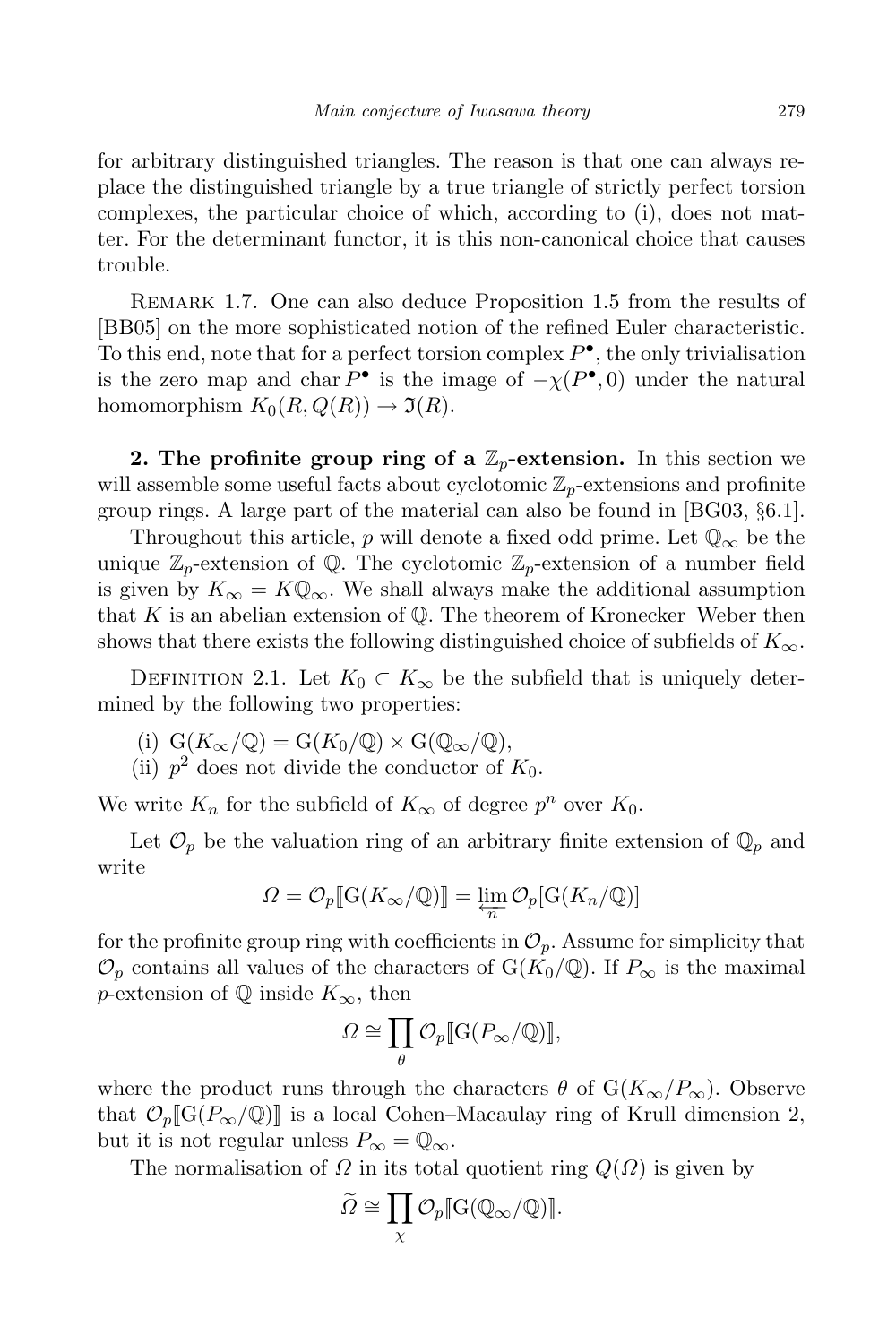for arbitrary distinguished triangles. The reason is that one can always replace the distinguished triangle by a true triangle of strictly perfect torsion complexes, the particular choice of which, according to (i), does not matter. For the determinant functor, it is this non-canonical choice that causes trouble.

Remark 1.7. One can also deduce Proposition 1.5 from the results of [BB05] on the more sophisticated notion of the refined Euler characteristic. To this end, note that for a perfect torsion complex $P^\bullet$, the only trivialisation is the zero map and $\operatorname{char} P^\bullet$ is the image of $-\chi(P^\bullet, 0)$ under the natural homomorphism $K_0(R, Q(R)) \to \mathfrak{I}(R)$.

**2. The profinite group ring of a $\mathbb{Z}_p$-extension.** In this section we will assemble some useful facts about cyclotomic $\mathbb{Z}_p$-extensions and profinite group rings. A large part of the material can also be found in [BG03, §6.1].

Throughout this article, $p$ will denote a fixed odd prime. Let $\mathbb{Q}_\infty$ be the unique $\mathbb{Z}_p$-extension of $\mathbb{Q}$. The cyclotomic $\mathbb{Z}_p$-extension of a number field is given by $K_\infty = K\mathbb{Q}_\infty$. We shall always make the additional assumption that $K$ is an abelian extension of $\mathbb{Q}$. The theorem of Kronecker–Weber then shows that there exists the following distinguished choice of subfields of $K_\infty$.

Definition 2.1. Let $K_0 \subset K_\infty$ be the subfield that is uniquely determined by the following two properties:

(i) $\mathrm{G}(K_\infty/\mathbb{Q}) = \mathrm{G}(K_0/\mathbb{Q}) \times \mathrm{G}(\mathbb{Q}_\infty/\mathbb{Q})$,
(ii) $p^2$ does not divide the conductor of $K_0$.

We write $K_n$ for the subfield of $K_\infty$ of degree $p^n$ over $K_0$.

Let $\mathcal{O}_p$ be the valuation ring of an arbitrary finite extension of $\mathbb{Q}_p$ and write

$$\Omega = \mathcal{O}_p[\![\mathrm{G}(K_\infty/\mathbb{Q})]\!] = \varprojlim_n \mathcal{O}_p[\mathrm{G}(K_n/\mathbb{Q})]$$

for the profinite group ring with coefficients in $\mathcal{O}_p$. Assume for simplicity that $\mathcal{O}_p$ contains all values of the characters of $\mathrm{G}(K_0/\mathbb{Q})$. If $P_\infty$ is the maximal $p$-extension of $\mathbb{Q}$ inside $K_\infty$, then

$$\Omega \cong \prod_\theta \mathcal{O}_p[\![\mathrm{G}(P_\infty/\mathbb{Q})]\!],$$

where the product runs through the characters $\theta$ of $\mathrm{G}(K_\infty/P_\infty)$. Observe that $\mathcal{O}_p[\![\mathrm{G}(P_\infty/\mathbb{Q})]\!]$ is a local Cohen–Macaulay ring of Krull dimension 2, but it is not regular unless $P_\infty = \mathbb{Q}_\infty$.

The normalisation of $\Omega$ in its total quotient ring $Q(\Omega)$ is given by

$$\widetilde{\Omega} \cong \prod_\chi \mathcal{O}_p[\![\mathrm{G}(\mathbb{Q}_\infty/\mathbb{Q})]\!].$$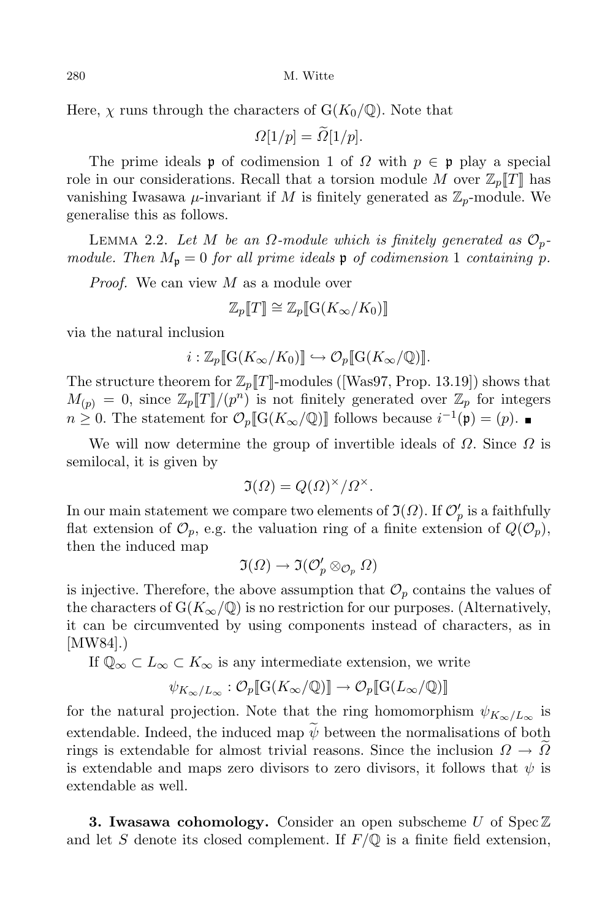Here, $\chi$ runs through the characters of $\mathrm{G}(K_0/\mathbb{Q})$. Note that

$$\Omega[1/p] = \widetilde{\Omega}[1/p].$$

The prime ideals $\mathfrak{p}$ of codimension 1 of $\Omega$ with $p \in \mathfrak{p}$ play a special role in our considerations. Recall that a torsion module $M$ over $\mathbb{Z}_p[\![T]\!]$ has vanishing Iwasawa $\mu$-invariant if $M$ is finitely generated as $\mathbb{Z}_p$-module. We generalise this as follows.

LEMMA 2.2. *Let $M$ be an $\Omega$-module which is finitely generated as $\mathcal{O}_p$-module. Then $M_{\mathfrak{p}} = 0$ for all prime ideals $\mathfrak{p}$ of codimension 1 containing $p$.*

*Proof.* We can view $M$ as a module over

$$\mathbb{Z}_p[\![T]\!] \cong \mathbb{Z}_p[\![\mathrm{G}(K_\infty/K_0)]\!]$$

via the natural inclusion

$$i : \mathbb{Z}_p[\![\mathrm{G}(K_\infty/K_0)]\!] \hookrightarrow \mathcal{O}_p[\![\mathrm{G}(K_\infty/\mathbb{Q})]\!].$$

The structure theorem for $\mathbb{Z}_p[\![T]\!]$-modules ([Was97, Prop. 13.19]) shows that $M_{(p)} = 0$, since $\mathbb{Z}_p[\![T]\!]/(p^n)$ is not finitely generated over $\mathbb{Z}_p$ for integers $n \geq 0$. The statement for $\mathcal{O}_p[\![\mathrm{G}(K_\infty/\mathbb{Q})]\!]$ follows because $i^{-1}(\mathfrak{p}) = (p)$. ∎

We will now determine the group of invertible ideals of $\Omega$. Since $\Omega$ is semilocal, it is given by

$$\mathfrak{I}(\Omega) = Q(\Omega)^\times/\Omega^\times.$$

In our main statement we compare two elements of $\mathfrak{I}(\Omega)$. If $\mathcal{O}_p'$ is a faithfully flat extension of $\mathcal{O}_p$, e.g. the valuation ring of a finite extension of $Q(\mathcal{O}_p)$, then the induced map

$$\mathfrak{I}(\Omega) \to \mathfrak{I}(\mathcal{O}_p' \otimes_{\mathcal{O}_p} \Omega)$$

is injective. Therefore, the above assumption that $\mathcal{O}_p$ contains the values of the characters of $\mathrm{G}(K_\infty/\mathbb{Q})$ is no restriction for our purposes. (Alternatively, it can be circumvented by using components instead of characters, as in [MW84].)

If $\mathbb{Q}_\infty \subset L_\infty \subset K_\infty$ is any intermediate extension, we write

$$\psi_{K_\infty/L_\infty} : \mathcal{O}_p[\![\mathrm{G}(K_\infty/\mathbb{Q})]\!] \to \mathcal{O}_p[\![\mathrm{G}(L_\infty/\mathbb{Q})]\!]$$

for the natural projection. Note that the ring homomorphism $\psi_{K_\infty/L_\infty}$ is extendable. Indeed, the induced map $\widetilde{\psi}$ between the normalisations of both rings is extendable for almost trivial reasons. Since the inclusion $\Omega \to \widetilde{\Omega}$ is extendable and maps zero divisors to zero divisors, it follows that $\psi$ is extendable as well.

**3. Iwasawa cohomology.** Consider an open subscheme $U$ of $\operatorname{Spec} \mathbb{Z}$ and let $S$ denote its closed complement. If $F/\mathbb{Q}$ is a finite field extension,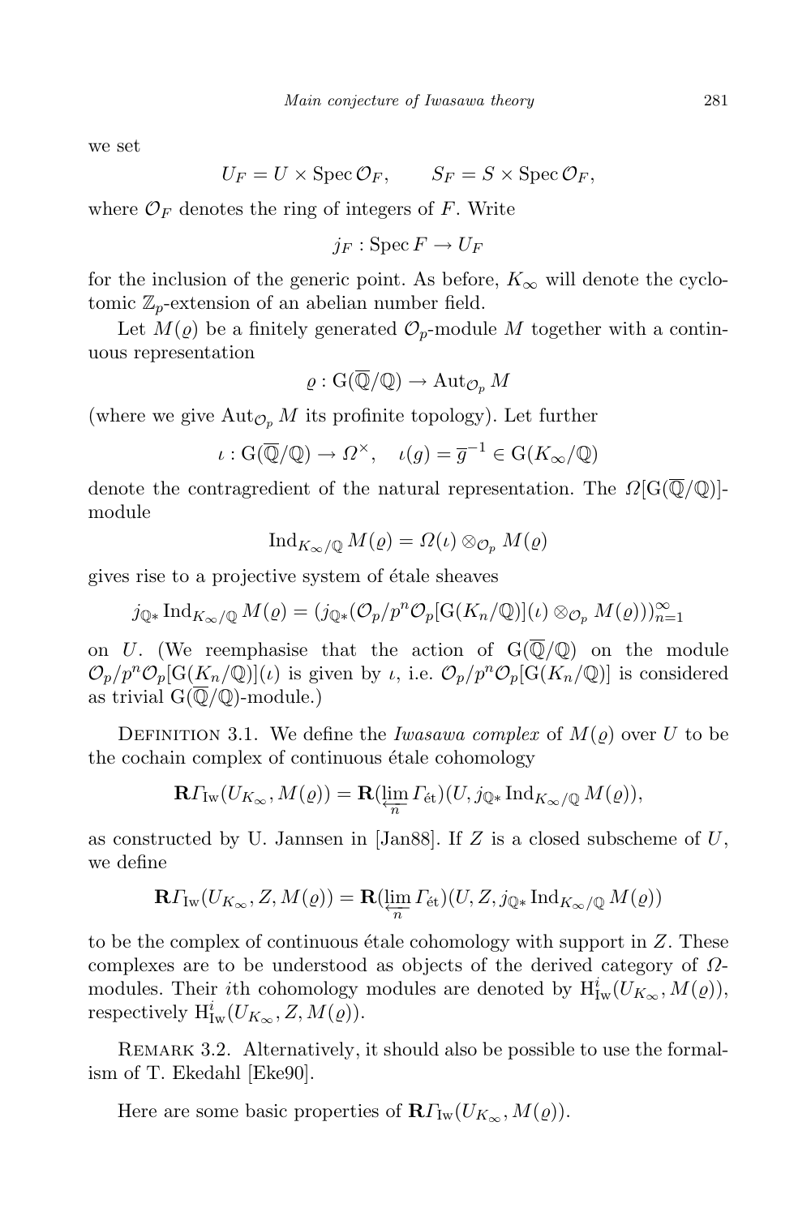we set

$$U_F = U \times \operatorname{Spec} \mathcal{O}_F, \qquad S_F = S \times \operatorname{Spec} \mathcal{O}_F,$$

where $\mathcal{O}_F$ denotes the ring of integers of $F$. Write

$$j_F : \operatorname{Spec} F \to U_F$$

for the inclusion of the generic point. As before, $K_\infty$ will denote the cyclotomic $\mathbb{Z}_p$-extension of an abelian number field.

Let $M(\varrho)$ be a finitely generated $\mathcal{O}_p$-module $M$ together with a continuous representation

$$\varrho : \mathrm{G}(\overline{\mathbb{Q}}/\mathbb{Q}) \to \operatorname{Aut}_{\mathcal{O}_p} M$$

(where we give $\operatorname{Aut}_{\mathcal{O}_p} M$ its profinite topology). Let further

$$\iota : \mathrm{G}(\overline{\mathbb{Q}}/\mathbb{Q}) \to \Omega^\times, \quad \iota(g) = \overline{g}^{-1} \in \mathrm{G}(K_\infty/\mathbb{Q})$$

denote the contragredient of the natural representation. The $\Omega[\mathrm{G}(\overline{\mathbb{Q}}/\mathbb{Q})]$-module

$$\operatorname{Ind}_{K_\infty/\mathbb{Q}} M(\varrho) = \Omega(\iota) \otimes_{\mathcal{O}_p} M(\varrho)$$

gives rise to a projective system of étale sheaves

$$j_{\mathbb{Q}*} \operatorname{Ind}_{K_\infty/\mathbb{Q}} M(\varrho) = (j_{\mathbb{Q}*}(\mathcal{O}_p/p^n\mathcal{O}_p[\mathrm{G}(K_n/\mathbb{Q})](\iota) \otimes_{\mathcal{O}_p} M(\varrho)))_{n=1}^\infty$$

on $U$. (We reemphasise that the action of $\mathrm{G}(\overline{\mathbb{Q}}/\mathbb{Q})$ on the module $\mathcal{O}_p/p^n\mathcal{O}_p[\mathrm{G}(K_n/\mathbb{Q})](\iota)$ is given by $\iota$, i.e. $\mathcal{O}_p/p^n\mathcal{O}_p[\mathrm{G}(K_n/\mathbb{Q})]$ is considered as trivial $\mathrm{G}(\overline{\mathbb{Q}}/\mathbb{Q})$-module.)

Definition 3.1. We define the *Iwasawa complex* of $M(\varrho)$ over $U$ to be the cochain complex of continuous étale cohomology

$$\mathbf{R}\Gamma_{\mathrm{Iw}}(U_{K_\infty}, M(\varrho)) = \mathbf{R}(\varprojlim_n \Gamma_{\text{ét}})(U, j_{\mathbb{Q}*} \operatorname{Ind}_{K_\infty/\mathbb{Q}} M(\varrho)),$$

as constructed by U. Jannsen in [Jan88]. If $Z$ is a closed subscheme of $U$, we define

$$\mathbf{R}\Gamma_{\mathrm{Iw}}(U_{K_\infty}, Z, M(\varrho)) = \mathbf{R}(\varprojlim_n \Gamma_{\text{ét}})(U, Z, j_{\mathbb{Q}*} \operatorname{Ind}_{K_\infty/\mathbb{Q}} M(\varrho))$$

to be the complex of continuous étale cohomology with support in $Z$. These complexes are to be understood as objects of the derived category of $\Omega$-modules. Their $i$th cohomology modules are denoted by $\mathrm{H}^i_{\mathrm{Iw}}(U_{K_\infty}, M(\varrho))$, respectively $\mathrm{H}^i_{\mathrm{Iw}}(U_{K_\infty}, Z, M(\varrho))$.

Remark 3.2. Alternatively, it should also be possible to use the formalism of T. Ekedahl [Eke90].

Here are some basic properties of $\mathbf{R}\Gamma_{\mathrm{Iw}}(U_{K_\infty}, M(\varrho))$.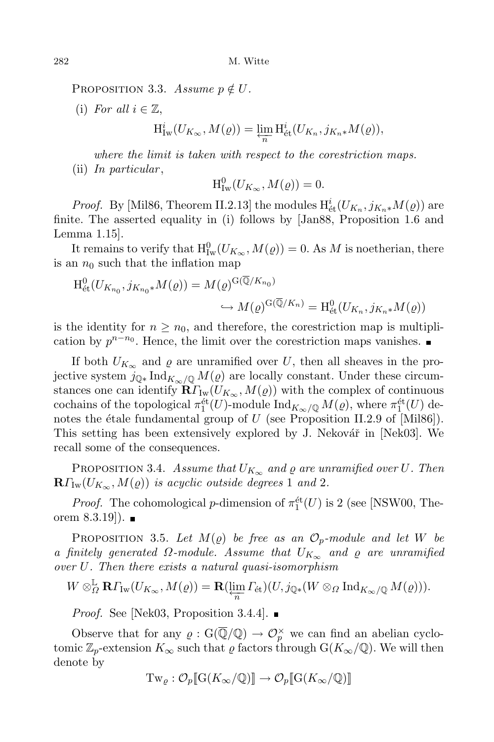Proposition 3.3. *Assume $p \notin U$.*

(i) *For all $i \in \mathbb{Z}$,*

$$\mathrm{H}^i_{\mathrm{Iw}}(U_{K_\infty}, M(\varrho)) = \varprojlim_n \mathrm{H}^i_{\text{ét}}(U_{K_n}, j_{K_n*}M(\varrho)),$$

*where the limit is taken with respect to the corestriction maps.*

(ii) *In particular,*

$$\mathrm{H}^0_{\mathrm{Iw}}(U_{K_\infty}, M(\varrho)) = 0.$$

*Proof.* By [Mil86, Theorem II.2.13] the modules $\mathrm{H}^i_{\text{ét}}(U_{K_n}, j_{K_n*}M(\varrho))$ are finite. The asserted equality in (i) follows by [Jan88, Proposition 1.6 and Lemma 1.15].

It remains to verify that $\mathrm{H}^0_{\mathrm{Iw}}(U_{K_\infty}, M(\varrho)) = 0$. As $M$ is noetherian, there is an $n_0$ such that the inflation map

$$\mathrm{H}^0_{\text{ét}}(U_{K_{n_0}}, j_{K_{n_0}*}M(\varrho)) = M(\varrho)^{\mathrm{G}(\overline{\mathbb{Q}}/K_{n_0})} \hookrightarrow M(\varrho)^{\mathrm{G}(\overline{\mathbb{Q}}/K_n)} = \mathrm{H}^0_{\text{ét}}(U_{K_n}, j_{K_n*}M(\varrho))$$

is the identity for $n \geq n_0$, and therefore, the corestriction map is multiplication by $p^{n-n_0}$. Hence, the limit over the corestriction maps vanishes. ∎

If both $U_{K_\infty}$ and $\varrho$ are unramified over $U$, then all sheaves in the projective system $j_{\mathbb{Q}*}\operatorname{Ind}_{K_\infty/\mathbb{Q}} M(\varrho)$ are locally constant. Under these circumstances one can identify $\mathbf{R}\Gamma_{\mathrm{Iw}}(U_{K_\infty}, M(\varrho))$ with the complex of continuous cochains of the topological $\pi_1^{\text{ét}}(U)$-module $\operatorname{Ind}_{K_\infty/\mathbb{Q}} M(\varrho)$, where $\pi_1^{\text{ét}}(U)$ denotes the étale fundamental group of $U$ (see Proposition II.2.9 of [Mil86]). This setting has been extensively explored by J. Nekovář in [Nek03]. We recall some of the consequences.

Proposition 3.4. *Assume that $U_{K_\infty}$ and $\varrho$ are unramified over $U$. Then $\mathbf{R}\Gamma_{\mathrm{Iw}}(U_{K_\infty}, M(\varrho))$ is acyclic outside degrees 1 and 2.*

*Proof.* The cohomological $p$-dimension of $\pi_1^{\text{ét}}(U)$ is 2 (see [NSW00, Theorem 8.3.19]). ∎

Proposition 3.5. *Let $M(\varrho)$ be free as an $\mathcal{O}_p$-module and let $W$ be a finitely generated $\Omega$-module. Assume that $U_{K_\infty}$ and $\varrho$ are unramified over $U$. Then there exists a natural quasi-isomorphism*

$$W \otimes^{\mathbb{L}}_{\Omega} \mathbf{R}\Gamma_{\mathrm{Iw}}(U_{K_\infty}, M(\varrho)) = \mathbf{R}(\varprojlim_n \Gamma_{\text{ét}})(U, j_{\mathbb{Q}*}(W \otimes_{\Omega} \operatorname{Ind}_{K_\infty/\mathbb{Q}} M(\varrho))).$$

*Proof.* See [Nek03, Proposition 3.4.4]. ∎

Observe that for any $\varrho : \mathrm{G}(\overline{\mathbb{Q}}/\mathbb{Q}) \to \mathcal{O}_p^\times$ we can find an abelian cyclotomic $\mathbb{Z}_p$-extension $K_\infty$ such that $\varrho$ factors through $\mathrm{G}(K_\infty/\mathbb{Q})$. We will then denote by

$$\mathrm{Tw}_\varrho : \mathcal{O}_p[\![\mathrm{G}(K_\infty/\mathbb{Q})]\!] \to \mathcal{O}_p[\![\mathrm{G}(K_\infty/\mathbb{Q})]\!]$$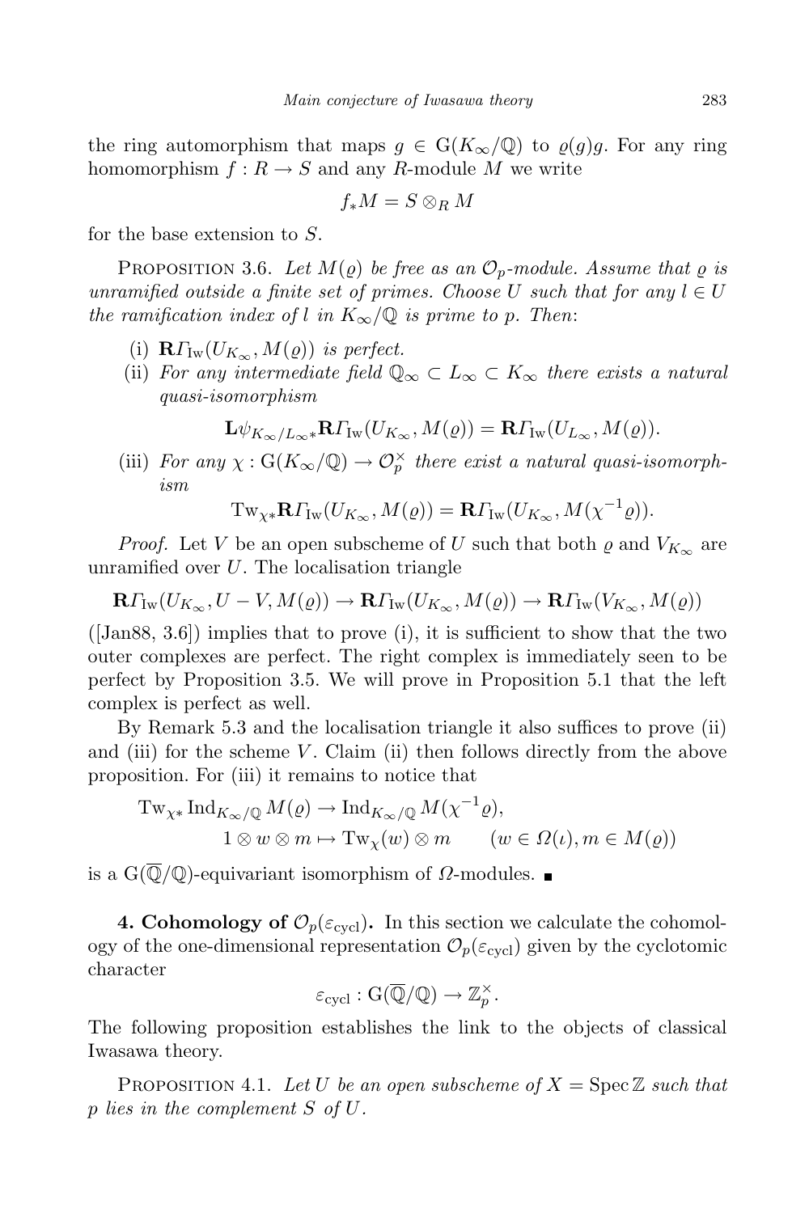the ring automorphism that maps $g \in \mathrm{G}(K_\infty/\mathbb{Q})$ to $\varrho(g)g$. For any ring homomorphism $f : R \to S$ and any $R$-module $M$ we write

$$f_* M = S \otimes_R M$$

for the base extension to $S$.

Proposition 3.6. *Let $M(\varrho)$ be free as an $\mathcal{O}_p$-module. Assume that $\varrho$ is unramified outside a finite set of primes. Choose $U$ such that for any $l \in U$ the ramification index of $l$ in $K_\infty/\mathbb{Q}$ is prime to $p$. Then*:

(i) *$\mathbf{R}\Gamma_{\mathrm{Iw}}(U_{K_\infty}, M(\varrho))$ is perfect.*

(ii) *For any intermediate field $\mathbb{Q}_\infty \subset L_\infty \subset K_\infty$ there exists a natural quasi-isomorphism*

$$\mathbf{L}\psi_{K_\infty/L_\infty *}\mathbf{R}\Gamma_{\mathrm{Iw}}(U_{K_\infty}, M(\varrho)) = \mathbf{R}\Gamma_{\mathrm{Iw}}(U_{L_\infty}, M(\varrho)).$$

(iii) *For any $\chi : \mathrm{G}(K_\infty/\mathbb{Q}) \to \mathcal{O}_p^\times$ there exist a natural quasi-isomorphism*

$$\mathrm{Tw}_{\chi *}\mathbf{R}\Gamma_{\mathrm{Iw}}(U_{K_\infty}, M(\varrho)) = \mathbf{R}\Gamma_{\mathrm{Iw}}(U_{K_\infty}, M(\chi^{-1}\varrho)).$$

*Proof.* Let $V$ be an open subscheme of $U$ such that both $\varrho$ and $V_{K_\infty}$ are unramified over $U$. The localisation triangle

$$\mathbf{R}\Gamma_{\mathrm{Iw}}(U_{K_\infty}, U - V, M(\varrho)) \to \mathbf{R}\Gamma_{\mathrm{Iw}}(U_{K_\infty}, M(\varrho)) \to \mathbf{R}\Gamma_{\mathrm{Iw}}(V_{K_\infty}, M(\varrho))$$

([Jan88, 3.6]) implies that to prove (i), it is sufficient to show that the two outer complexes are perfect. The right complex is immediately seen to be perfect by Proposition 3.5. We will prove in Proposition 5.1 that the left complex is perfect as well.

By Remark 5.3 and the localisation triangle it also suffices to prove (ii) and (iii) for the scheme $V$. Claim (ii) then follows directly from the above proposition. For (iii) it remains to notice that

$$\begin{aligned}\mathrm{Tw}_{\chi *}\mathrm{Ind}_{K_\infty/\mathbb{Q}} M(\varrho) &\to \mathrm{Ind}_{K_\infty/\mathbb{Q}} M(\chi^{-1}\varrho),\\ 1 \otimes w \otimes m &\mapsto \mathrm{Tw}_\chi(w) \otimes m \qquad (w \in \Omega(\iota), m \in M(\varrho))\end{aligned}$$

is a $\mathrm{G}(\overline{\mathbb{Q}}/\mathbb{Q})$-equivariant isomorphism of $\Omega$-modules. ∎

**4. Cohomology of $\mathcal{O}_p(\varepsilon_{\mathrm{cycl}})$.** In this section we calculate the cohomology of the one-dimensional representation $\mathcal{O}_p(\varepsilon_{\mathrm{cycl}})$ given by the cyclotomic character

$$\varepsilon_{\mathrm{cycl}} : \mathrm{G}(\overline{\mathbb{Q}}/\mathbb{Q}) \to \mathbb{Z}_p^\times.$$

The following proposition establishes the link to the objects of classical Iwasawa theory.

Proposition 4.1. *Let $U$ be an open subscheme of $X = \operatorname{Spec}\mathbb{Z}$ such that $p$ lies in the complement $S$ of $U$.*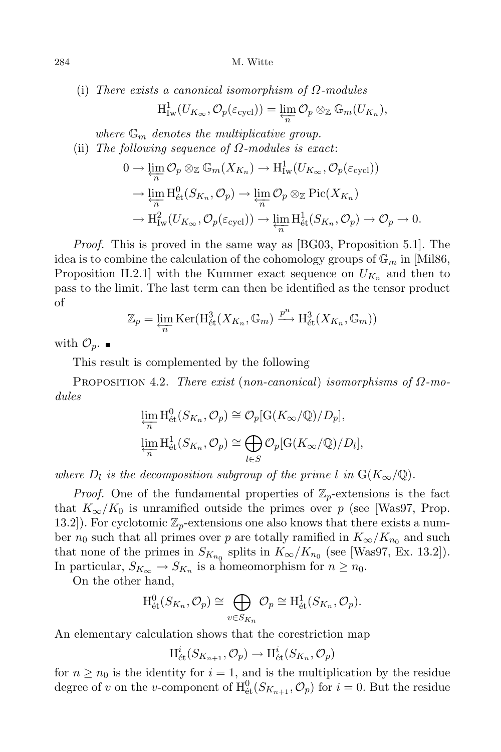(i) *There exists a canonical isomorphism of $\Omega$-modules*

$$\mathrm{H}^1_{\mathrm{Iw}}(U_{K_\infty}, \mathcal{O}_p(\varepsilon_{\mathrm{cycl}})) = \varprojlim_n \mathcal{O}_p \otimes_{\mathbb{Z}} \mathbb{G}_m(U_{K_n}),$$

*where $\mathbb{G}_m$ denotes the multiplicative group.*

(ii) *The following sequence of $\Omega$-modules is exact*:

$$\begin{aligned}
0 &\to \varprojlim_n \mathcal{O}_p \otimes_{\mathbb{Z}} \mathbb{G}_m(X_{K_n}) \to \mathrm{H}^1_{\mathrm{Iw}}(U_{K_\infty}, \mathcal{O}_p(\varepsilon_{\mathrm{cycl}})) \\
&\to \varprojlim_n \mathrm{H}^0_{\text{ét}}(S_{K_n}, \mathcal{O}_p) \to \varprojlim_n \mathcal{O}_p \otimes_{\mathbb{Z}} \mathrm{Pic}(X_{K_n}) \\
&\to \mathrm{H}^2_{\mathrm{Iw}}(U_{K_\infty}, \mathcal{O}_p(\varepsilon_{\mathrm{cycl}})) \to \varprojlim_n \mathrm{H}^1_{\text{ét}}(S_{K_n}, \mathcal{O}_p) \to \mathcal{O}_p \to 0.
\end{aligned}$$

*Proof.* This is proved in the same way as [BG03, Proposition 5.1]. The idea is to combine the calculation of the cohomology groups of $\mathbb{G}_m$ in [Mil86, Proposition II.2.1] with the Kummer exact sequence on $U_{K_n}$ and then to pass to the limit. The last term can then be identified as the tensor product of

$$\mathbb{Z}_p = \varprojlim_n \mathrm{Ker}(\mathrm{H}^3_{\text{ét}}(X_{K_n}, \mathbb{G}_m) \xrightarrow{p^n} \mathrm{H}^3_{\text{ét}}(X_{K_n}, \mathbb{G}_m))$$

with $\mathcal{O}_p$. ∎

This result is complemented by the following

Proposition 4.2. *There exist* (*non-canonical*) *isomorphisms of $\Omega$-modules*

$$\begin{aligned}
\varprojlim_n \mathrm{H}^0_{\text{ét}}(S_{K_n}, \mathcal{O}_p) &\cong \mathcal{O}_p[\mathrm{G}(K_\infty/\mathbb{Q})/D_p], \\
\varprojlim_n \mathrm{H}^1_{\text{ét}}(S_{K_n}, \mathcal{O}_p) &\cong \bigoplus_{l \in S} \mathcal{O}_p[\mathrm{G}(K_\infty/\mathbb{Q})/D_l],
\end{aligned}$$

*where $D_l$ is the decomposition subgroup of the prime $l$ in $\mathrm{G}(K_\infty/\mathbb{Q})$.*

*Proof.* One of the fundamental properties of $\mathbb{Z}_p$-extensions is the fact that $K_\infty/K_0$ is unramified outside the primes over $p$ (see [Was97, Prop. 13.2]). For cyclotomic $\mathbb{Z}_p$-extensions one also knows that there exists a number $n_0$ such that all primes over $p$ are totally ramified in $K_\infty/K_{n_0}$ and such that none of the primes in $S_{K_{n_0}}$ splits in $K_\infty/K_{n_0}$ (see [Was97, Ex. 13.2]). In particular, $S_{K_\infty} \to S_{K_n}$ is a homeomorphism for $n \geq n_0$.

On the other hand,

$$\mathrm{H}^0_{\text{ét}}(S_{K_n}, \mathcal{O}_p) \cong \bigoplus_{v \in S_{K_n}} \mathcal{O}_p \cong \mathrm{H}^1_{\text{ét}}(S_{K_n}, \mathcal{O}_p).$$

An elementary calculation shows that the corestriction map

$$\mathrm{H}^i_{\text{ét}}(S_{K_{n+1}}, \mathcal{O}_p) \to \mathrm{H}^i_{\text{ét}}(S_{K_n}, \mathcal{O}_p)$$

for $n \geq n_0$ is the identity for $i = 1$, and is the multiplication by the residue degree of $v$ on the $v$-component of $\mathrm{H}^0_{\text{ét}}(S_{K_{n+1}}, \mathcal{O}_p)$ for $i = 0$. But the residue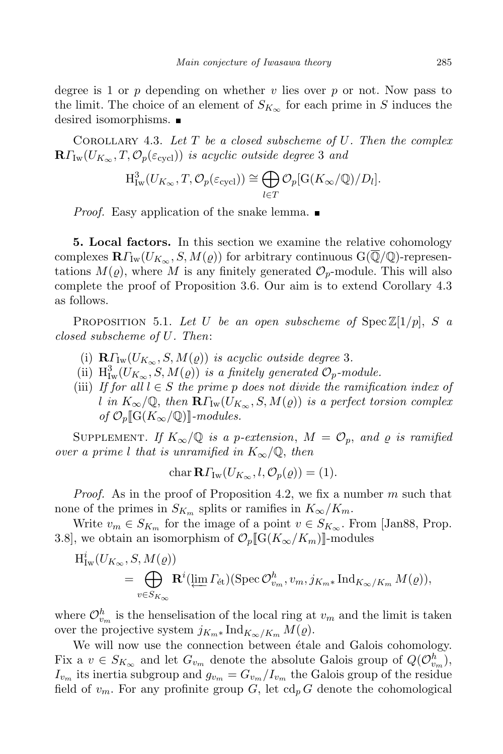degree is 1 or $p$ depending on whether $v$ lies over $p$ or not. Now pass to the limit. The choice of an element of $S_{K_\infty}$ for each prime in $S$ induces the desired isomorphisms. ■

COROLLARY 4.3. *Let $T$ be a closed subscheme of $U$. Then the complex $\mathbf{R}\Gamma_{\mathrm{Iw}}(U_{K_\infty}, T, \mathcal{O}_p(\varepsilon_{\mathrm{cycl}}))$ is acyclic outside degree 3 and*

$$\mathrm{H}^3_{\mathrm{Iw}}(U_{K_\infty}, T, \mathcal{O}_p(\varepsilon_{\mathrm{cycl}})) \cong \bigoplus_{l \in T} \mathcal{O}_p[\mathrm{G}(K_\infty/\mathbb{Q})/D_l].$$

*Proof.* Easy application of the snake lemma. ■

**5. Local factors.** In this section we examine the relative cohomology complexes $\mathbf{R}\Gamma_{\mathrm{Iw}}(U_{K_\infty}, S, M(\varrho))$ for arbitrary continuous $\mathrm{G}(\overline{\mathbb{Q}}/\mathbb{Q})$-representations $M(\varrho)$, where $M$ is any finitely generated $\mathcal{O}_p$-module. This will also complete the proof of Proposition 3.6. Our aim is to extend Corollary 4.3 as follows.

PROPOSITION 5.1. *Let $U$ be an open subscheme of $\operatorname{Spec} \mathbb{Z}[1/p]$, $S$ a closed subscheme of $U$. Then*:

(i) *$\mathbf{R}\Gamma_{\mathrm{Iw}}(U_{K_\infty}, S, M(\varrho))$ is acyclic outside degree 3.*
(ii) *$\mathrm{H}^3_{\mathrm{Iw}}(U_{K_\infty}, S, M(\varrho))$ is a finitely generated $\mathcal{O}_p$-module.*
(iii) *If for all $l \in S$ the prime $p$ does not divide the ramification index of $l$ in $K_\infty/\mathbb{Q}$, then $\mathbf{R}\Gamma_{\mathrm{Iw}}(U_{K_\infty}, S, M(\varrho))$ is a perfect torsion complex of $\mathcal{O}_p[\![\mathrm{G}(K_\infty/\mathbb{Q})]\!]$-modules.*

SUPPLEMENT. *If $K_\infty/\mathbb{Q}$ is a $p$-extension, $M = \mathcal{O}_p$, and $\varrho$ is ramified over a prime $l$ that is unramified in $K_\infty/\mathbb{Q}$, then*

$$\operatorname{char} \mathbf{R}\Gamma_{\mathrm{Iw}}(U_{K_\infty}, l, \mathcal{O}_p(\varrho)) = (1).$$

*Proof.* As in the proof of Proposition 4.2, we fix a number $m$ such that none of the primes in $S_{K_m}$ splits or ramifies in $K_\infty/K_m$.

Write $v_m \in S_{K_m}$ for the image of a point $v \in S_{K_\infty}$. From [Jan88, Prop. 3.8], we obtain an isomorphism of $\mathcal{O}_p[\![\mathrm{G}(K_\infty/K_m)]\!]$-modules

$$\begin{aligned}\mathrm{H}^i_{\mathrm{Iw}}&(U_{K_\infty}, S, M(\varrho)) \\ &= \bigoplus_{v \in S_{K_\infty}} \mathbf{R}^i(\varprojlim \Gamma_{\text{ét}})(\operatorname{Spec} \mathcal{O}^h_{v_m}, v_m, j_{K_m *} \operatorname{Ind}_{K_\infty/K_m} M(\varrho)),\end{aligned}$$

where $\mathcal{O}^h_{v_m}$ is the henselisation of the local ring at $v_m$ and the limit is taken over the projective system $j_{K_m *} \operatorname{Ind}_{K_\infty/K_m} M(\varrho)$.

We will now use the connection between étale and Galois cohomology. Fix a $v \in S_{K_\infty}$ and let $G_{v_m}$ denote the absolute Galois group of $Q(\mathcal{O}^h_{v_m})$, $I_{v_m}$ its inertia subgroup and $g_{v_m} = G_{v_m}/I_{v_m}$ the Galois group of the residue field of $v_m$. For any profinite group $G$, let $\operatorname{cd}_p G$ denote the cohomological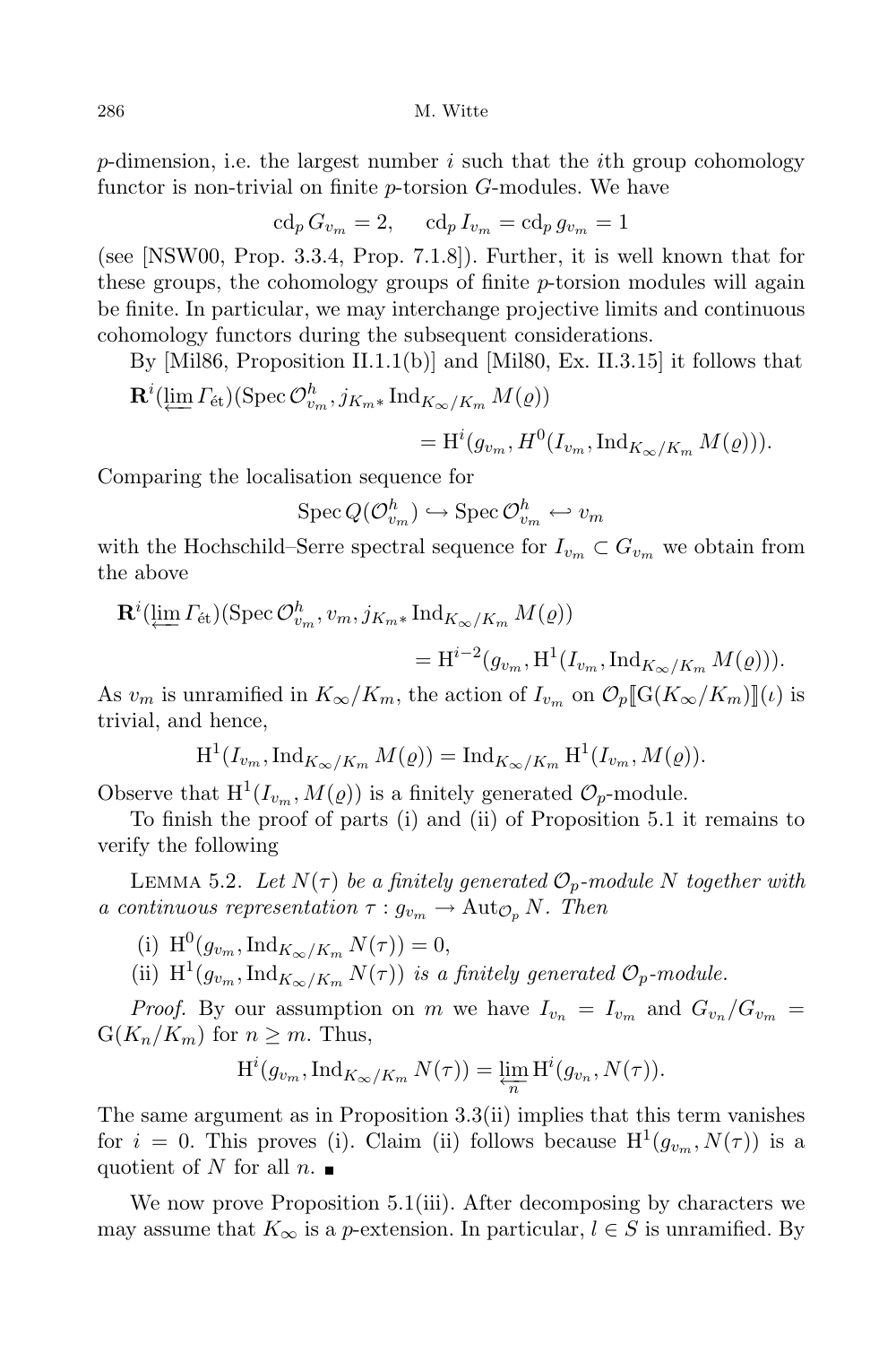$p$-dimension, i.e. the largest number $i$ such that the $i$th group cohomology functor is non-trivial on finite $p$-torsion $G$-modules. We have

$$\operatorname{cd}_p G_{v_m} = 2, \quad \operatorname{cd}_p I_{v_m} = \operatorname{cd}_p g_{v_m} = 1$$

(see [NSW00, Prop. 3.3.4, Prop. 7.1.8]). Further, it is well known that for these groups, the cohomology groups of finite $p$-torsion modules will again be finite. In particular, we may interchange projective limits and continuous cohomology functors during the subsequent considerations.

By [Mil86, Proposition II.1.1(b)] and [Mil80, Ex. II.3.15] it follows that

$$\mathbf{R}^i(\varprojlim \Gamma_{\text{ét}})(\operatorname{Spec} \mathcal{O}^h_{v_m}, j_{K_m *} \operatorname{Ind}_{K_\infty/K_m} M(\varrho)) = \mathrm{H}^i(g_{v_m}, H^0(I_{v_m}, \operatorname{Ind}_{K_\infty/K_m} M(\varrho))).$$

Comparing the localisation sequence for

$$\operatorname{Spec} Q(\mathcal{O}^h_{v_m}) \hookrightarrow \operatorname{Spec} \mathcal{O}^h_{v_m} \hookleftarrow v_m$$

with the Hochschild–Serre spectral sequence for $I_{v_m} \subset G_{v_m}$ we obtain from the above

$$\mathbf{R}^i(\varprojlim \Gamma_{\text{ét}})(\operatorname{Spec} \mathcal{O}^h_{v_m}, v_m, j_{K_m *} \operatorname{Ind}_{K_\infty/K_m} M(\varrho)) = \mathrm{H}^{i-2}(g_{v_m}, \mathrm{H}^1(I_{v_m}, \operatorname{Ind}_{K_\infty/K_m} M(\varrho))).$$

As $v_m$ is unramified in $K_\infty/K_m$, the action of $I_{v_m}$ on $\mathcal{O}_p[\![\mathrm{G}(K_\infty/K_m)]\!](\iota)$ is trivial, and hence,

$$\mathrm{H}^1(I_{v_m}, \operatorname{Ind}_{K_\infty/K_m} M(\varrho)) = \operatorname{Ind}_{K_\infty/K_m} \mathrm{H}^1(I_{v_m}, M(\varrho)).$$

Observe that $\mathrm{H}^1(I_{v_m}, M(\varrho))$ is a finitely generated $\mathcal{O}_p$-module.

To finish the proof of parts (i) and (ii) of Proposition 5.1 it remains to verify the following

Lemma 5.2. *Let $N(\tau)$ be a finitely generated $\mathcal{O}_p$-module $N$ together with a continuous representation $\tau : g_{v_m} \to \operatorname{Aut}_{\mathcal{O}_p} N$. Then*

(i) $\mathrm{H}^0(g_{v_m}, \operatorname{Ind}_{K_\infty/K_m} N(\tau)) = 0$,

(ii) $\mathrm{H}^1(g_{v_m}, \operatorname{Ind}_{K_\infty/K_m} N(\tau))$ *is a finitely generated $\mathcal{O}_p$-module.*

*Proof.* By our assumption on $m$ we have $I_{v_n} = I_{v_m}$ and $G_{v_n}/G_{v_m} = \mathrm{G}(K_n/K_m)$ for $n \geq m$. Thus,

$$\mathrm{H}^i(g_{v_m}, \operatorname{Ind}_{K_\infty/K_m} N(\tau)) = \varprojlim_n \mathrm{H}^i(g_{v_n}, N(\tau)).$$

The same argument as in Proposition 3.3(ii) implies that this term vanishes for $i = 0$. This proves (i). Claim (ii) follows because $\mathrm{H}^1(g_{v_m}, N(\tau))$ is a quotient of $N$ for all $n$. ∎

We now prove Proposition 5.1(iii). After decomposing by characters we may assume that $K_\infty$ is a $p$-extension. In particular, $l \in S$ is unramified. By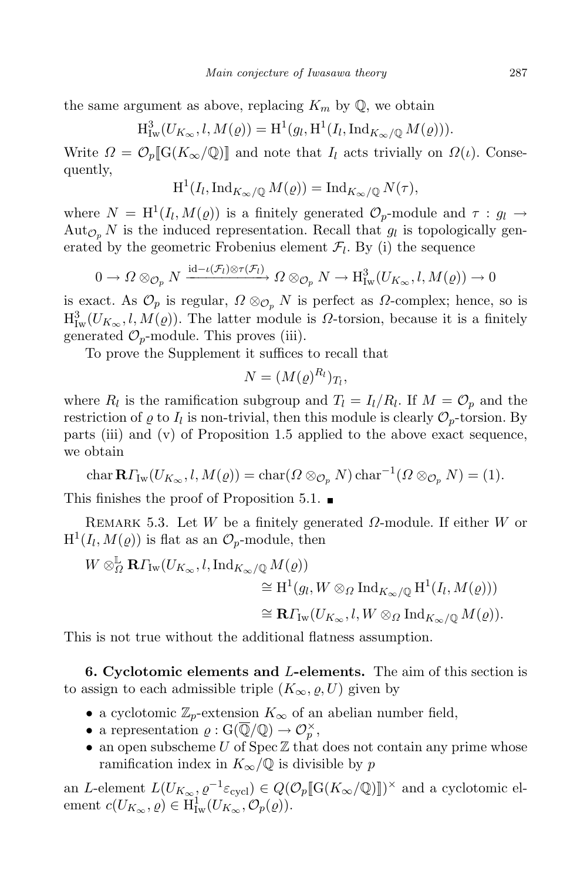the same argument as above, replacing $K_m$ by $\mathbb{Q}$, we obtain

$$\mathrm{H}^3_{\mathrm{Iw}}(U_{K_\infty}, l, M(\varrho)) = \mathrm{H}^1(g_l, \mathrm{H}^1(I_l, \mathrm{Ind}_{K_\infty/\mathbb{Q}} M(\varrho))).$$

Write $\Omega = \mathcal{O}_p[\![\mathrm{G}(K_\infty/\mathbb{Q})]\!]$ and note that $I_l$ acts trivially on $\Omega(\iota)$. Consequently,

$$\mathrm{H}^1(I_l, \mathrm{Ind}_{K_\infty/\mathbb{Q}} M(\varrho)) = \mathrm{Ind}_{K_\infty/\mathbb{Q}} N(\tau),$$

where $N = \mathrm{H}^1(I_l, M(\varrho))$ is a finitely generated $\mathcal{O}_p$-module and $\tau : g_l \to \mathrm{Aut}_{\mathcal{O}_p} N$ is the induced representation. Recall that $g_l$ is topologically generated by the geometric Frobenius element $\mathcal{F}_l$. By (i) the sequence

$$0 \to \Omega \otimes_{\mathcal{O}_p} N \xrightarrow{\mathrm{id} - \iota(\mathcal{F}_l) \otimes \tau(\mathcal{F}_l)} \Omega \otimes_{\mathcal{O}_p} N \to \mathrm{H}^3_{\mathrm{Iw}}(U_{K_\infty}, l, M(\varrho)) \to 0$$

is exact. As $\mathcal{O}_p$ is regular, $\Omega \otimes_{\mathcal{O}_p} N$ is perfect as $\Omega$-complex; hence, so is $\mathrm{H}^3_{\mathrm{Iw}}(U_{K_\infty}, l, M(\varrho))$. The latter module is $\Omega$-torsion, because it is a finitely generated $\mathcal{O}_p$-module. This proves (iii).

To prove the Supplement it suffices to recall that

$$N = (M(\varrho)^{R_l})_{T_l},$$

where $R_l$ is the ramification subgroup and $T_l = I_l/R_l$. If $M = \mathcal{O}_p$ and the restriction of $\varrho$ to $I_l$ is non-trivial, then this module is clearly $\mathcal{O}_p$-torsion. By parts (iii) and (v) of Proposition 1.5 applied to the above exact sequence, we obtain

$$\mathrm{char}\, \mathbf{R}\Gamma_{\mathrm{Iw}}(U_{K_\infty}, l, M(\varrho)) = \mathrm{char}(\Omega \otimes_{\mathcal{O}_p} N)\, \mathrm{char}^{-1}(\Omega \otimes_{\mathcal{O}_p} N) = (1).$$

This finishes the proof of Proposition 5.1. ∎

Remark 5.3. Let $W$ be a finitely generated $\Omega$-module. If either $W$ or $\mathrm{H}^1(I_l, M(\varrho))$ is flat as an $\mathcal{O}_p$-module, then

$$\begin{aligned} W \otimes^{\mathbb{L}}_{\Omega} \mathbf{R}\Gamma_{\mathrm{Iw}}(U_{K_\infty}, l, \mathrm{Ind}_{K_\infty/\mathbb{Q}} M(\varrho)) &\cong \mathrm{H}^1(g_l, W \otimes_{\Omega} \mathrm{Ind}_{K_\infty/\mathbb{Q}} \mathrm{H}^1(I_l, M(\varrho))) \\ &\cong \mathbf{R}\Gamma_{\mathrm{Iw}}(U_{K_\infty}, l, W \otimes_{\Omega} \mathrm{Ind}_{K_\infty/\mathbb{Q}} M(\varrho)). \end{aligned}$$

This is not true without the additional flatness assumption.

**6. Cyclotomic elements and $L$-elements.** The aim of this section is to assign to each admissible triple $(K_\infty, \varrho, U)$ given by

- a cyclotomic $\mathbb{Z}_p$-extension $K_\infty$ of an abelian number field,
- a representation $\varrho : \mathrm{G}(\overline{\mathbb{Q}}/\mathbb{Q}) \to \mathcal{O}_p^\times$,
- an open subscheme $U$ of $\mathrm{Spec}\,\mathbb{Z}$ that does not contain any prime whose ramification index in $K_\infty/\mathbb{Q}$ is divisible by $p$

an $L$-element $L(U_{K_\infty}, \varrho^{-1}\varepsilon_{\mathrm{cycl}}) \in Q(\mathcal{O}_p[\![\mathrm{G}(K_\infty/\mathbb{Q})]\!])^\times$ and a cyclotomic element $c(U_{K_\infty}, \varrho) \in \mathrm{H}^1_{\mathrm{Iw}}(U_{K_\infty}, \mathcal{O}_p(\varrho))$.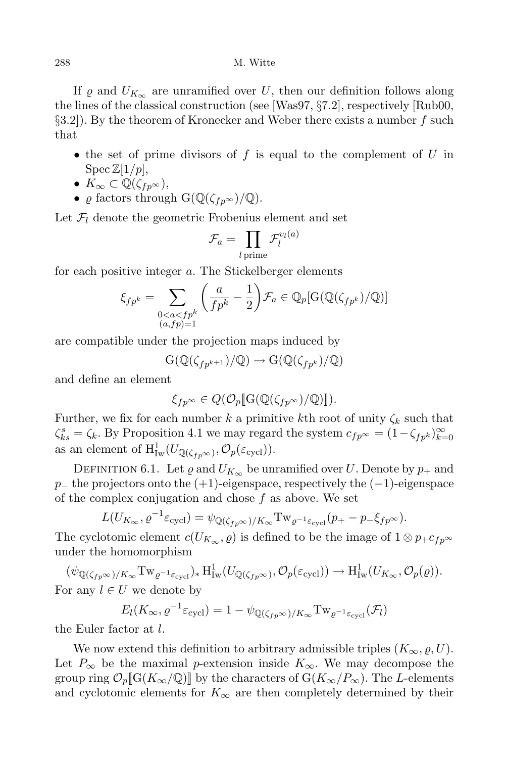If $\varrho$ and $U_{K_\infty}$ are unramified over $U$, then our definition follows along the lines of the classical construction (see [Was97, §7.2], respectively [Rub00, §3.2]). By the theorem of Kronecker and Weber there exists a number $f$ such that

- the set of prime divisors of $f$ is equal to the complement of $U$ in $\operatorname{Spec}\mathbb{Z}[1/p]$,
- $K_\infty \subset \mathbb{Q}(\zeta_{fp^\infty})$,
- $\varrho$ factors through $\mathrm{G}(\mathbb{Q}(\zeta_{fp^\infty})/\mathbb{Q})$.

Let $\mathcal{F}_l$ denote the geometric Frobenius element and set

$$\mathcal{F}_a = \prod_{l\,\text{prime}} \mathcal{F}_l^{v_l(a)}$$

for each positive integer $a$. The Stickelberger elements

$$\xi_{fp^k} = \sum_{\substack{0<a<fp^k\\(a,fp)=1}} \left(\frac{a}{fp^k} - \frac{1}{2}\right)\mathcal{F}_a \in \mathbb{Q}_p[\mathrm{G}(\mathbb{Q}(\zeta_{fp^k})/\mathbb{Q})]$$

are compatible under the projection maps induced by

$$\mathrm{G}(\mathbb{Q}(\zeta_{fp^{k+1}})/\mathbb{Q}) \to \mathrm{G}(\mathbb{Q}(\zeta_{fp^k})/\mathbb{Q})$$

and define an element

$$\xi_{fp^\infty} \in Q(\mathcal{O}_p[\![\mathrm{G}(\mathbb{Q}(\zeta_{fp^\infty})/\mathbb{Q})]\!]).$$

Further, we fix for each number $k$ a primitive $k$th root of unity $\zeta_k$ such that $\zeta_{ks}^s = \zeta_k$. By Proposition 4.1 we may regard the system $c_{fp^\infty} = (1-\zeta_{fp^k})_{k=0}^\infty$ as an element of $\mathrm{H}^1_{\mathrm{Iw}}(U_{\mathbb{Q}(\zeta_{fp^\infty})}, \mathcal{O}_p(\varepsilon_{\mathrm{cycl}}))$.

Definition 6.1. Let $\varrho$ and $U_{K_\infty}$ be unramified over $U$. Denote by $p_+$ and $p_-$ the projectors onto the $(+1)$-eigenspace, respectively the $(-1)$-eigenspace of the complex conjugation and chose $f$ as above. We set

$$L(U_{K_\infty}, \varrho^{-1}\varepsilon_{\mathrm{cycl}}) = \psi_{\mathbb{Q}(\zeta_{fp^\infty})/K_\infty}\mathrm{Tw}_{\varrho^{-1}\varepsilon_{\mathrm{cycl}}}(p_+ - p_-\xi_{fp^\infty}).$$

The cyclotomic element $c(U_{K_\infty}, \varrho)$ is defined to be the image of $1 \otimes p_+ c_{fp^\infty}$ under the homomorphism

$$(\psi_{\mathbb{Q}(\zeta_{fp^\infty})/K_\infty}\mathrm{Tw}_{\varrho^{-1}\varepsilon_{\mathrm{cycl}}})_*\, \mathrm{H}^1_{\mathrm{Iw}}(U_{\mathbb{Q}(\zeta_{fp^\infty})}, \mathcal{O}_p(\varepsilon_{\mathrm{cycl}})) \to \mathrm{H}^1_{\mathrm{Iw}}(U_{K_\infty}, \mathcal{O}_p(\varrho)).$$

For any $l \in U$ we denote by

$$E_l(K_\infty, \varrho^{-1}\varepsilon_{\mathrm{cycl}}) = 1 - \psi_{\mathbb{Q}(\zeta_{fp^\infty})/K_\infty}\mathrm{Tw}_{\varrho^{-1}\varepsilon_{\mathrm{cycl}}}(\mathcal{F}_l)$$

the Euler factor at $l$.

We now extend this definition to arbitrary admissible triples $(K_\infty, \varrho, U)$. Let $P_\infty$ be the maximal $p$-extension inside $K_\infty$. We may decompose the group ring $\mathcal{O}_p[\![\mathrm{G}(K_\infty/\mathbb{Q})]\!]$ by the characters of $\mathrm{G}(K_\infty/P_\infty)$. The $L$-elements and cyclotomic elements for $K_\infty$ are then completely determined by their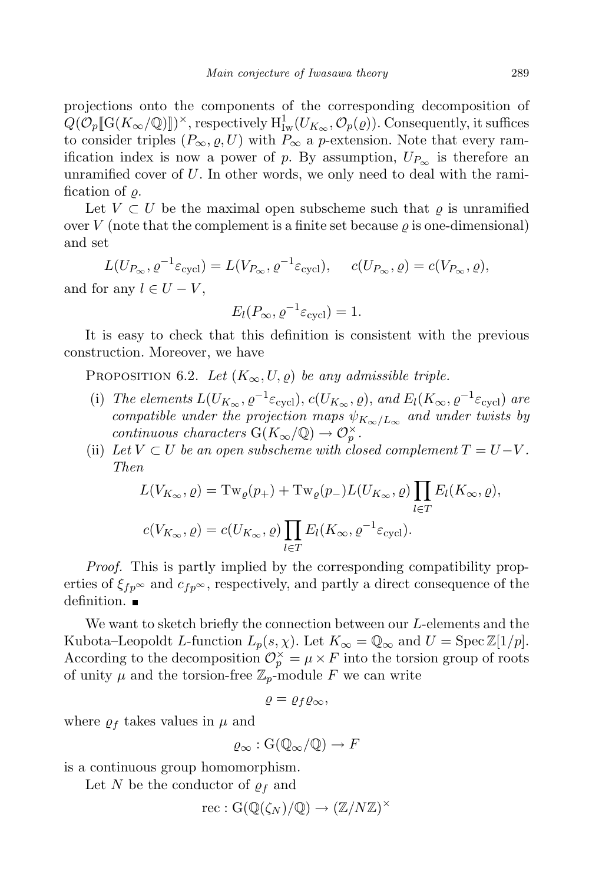projections onto the components of the corresponding decomposition of $Q(\mathcal{O}_p[\![\mathrm{G}(K_\infty/\mathbb{Q})]\!])^\times$, respectively $\mathrm{H}^1_{\mathrm{Iw}}(U_{K_\infty}, \mathcal{O}_p(\varrho))$. Consequently, it suffices to consider triples $(P_\infty, \varrho, U)$ with $P_\infty$ a $p$-extension. Note that every ramification index is now a power of $p$. By assumption, $U_{P_\infty}$ is therefore an unramified cover of $U$. In other words, we only need to deal with the ramification of $\varrho$.

Let $V \subset U$ be the maximal open subscheme such that $\varrho$ is unramified over $V$ (note that the complement is a finite set because $\varrho$ is one-dimensional) and set

$$L(U_{P_\infty}, \varrho^{-1}\varepsilon_{\mathrm{cycl}}) = L(V_{P_\infty}, \varrho^{-1}\varepsilon_{\mathrm{cycl}}), \quad c(U_{P_\infty}, \varrho) = c(V_{P_\infty}, \varrho),$$

and for any $l \in U - V$,

$$E_l(P_\infty, \varrho^{-1}\varepsilon_{\mathrm{cycl}}) = 1.$$

It is easy to check that this definition is consistent with the previous construction. Moreover, we have

Proposition 6.2. *Let $(K_\infty, U, \varrho)$ be any admissible triple.*

(i) *The elements $L(U_{K_\infty}, \varrho^{-1}\varepsilon_{\mathrm{cycl}})$, $c(U_{K_\infty}, \varrho)$, and $E_l(K_\infty, \varrho^{-1}\varepsilon_{\mathrm{cycl}})$ are compatible under the projection maps $\psi_{K_\infty/L_\infty}$ and under twists by continuous characters $\mathrm{G}(K_\infty/\mathbb{Q}) \to \mathcal{O}_p^\times$.*

(ii) *Let $V \subset U$ be an open subscheme with closed complement $T = U - V$. Then*

$$L(V_{K_\infty}, \varrho) = \mathrm{Tw}_\varrho(p_+) + \mathrm{Tw}_\varrho(p_-) L(U_{K_\infty}, \varrho) \prod_{l \in T} E_l(K_\infty, \varrho),$$

$$c(V_{K_\infty}, \varrho) = c(U_{K_\infty}, \varrho) \prod_{l \in T} E_l(K_\infty, \varrho^{-1}\varepsilon_{\mathrm{cycl}}).$$

*Proof.* This is partly implied by the corresponding compatibility properties of $\xi_{fp^\infty}$ and $c_{fp^\infty}$, respectively, and partly a direct consequence of the definition. ∎

We want to sketch briefly the connection between our $L$-elements and the Kubota–Leopoldt $L$-function $L_p(s, \chi)$. Let $K_\infty = \mathbb{Q}_\infty$ and $U = \operatorname{Spec} \mathbb{Z}[1/p]$. According to the decomposition $\mathcal{O}_p^\times = \mu \times F$ into the torsion group of roots of unity $\mu$ and the torsion-free $\mathbb{Z}_p$-module $F$ we can write

$$\varrho = \varrho_f \varrho_\infty,$$

where $\varrho_f$ takes values in $\mu$ and

$$\varrho_\infty : \mathrm{G}(\mathbb{Q}_\infty/\mathbb{Q}) \to F$$

is a continuous group homomorphism.

Let $N$ be the conductor of $\varrho_f$ and

$$\mathrm{rec} : \mathrm{G}(\mathbb{Q}(\zeta_N)/\mathbb{Q}) \to (\mathbb{Z}/N\mathbb{Z})^\times$$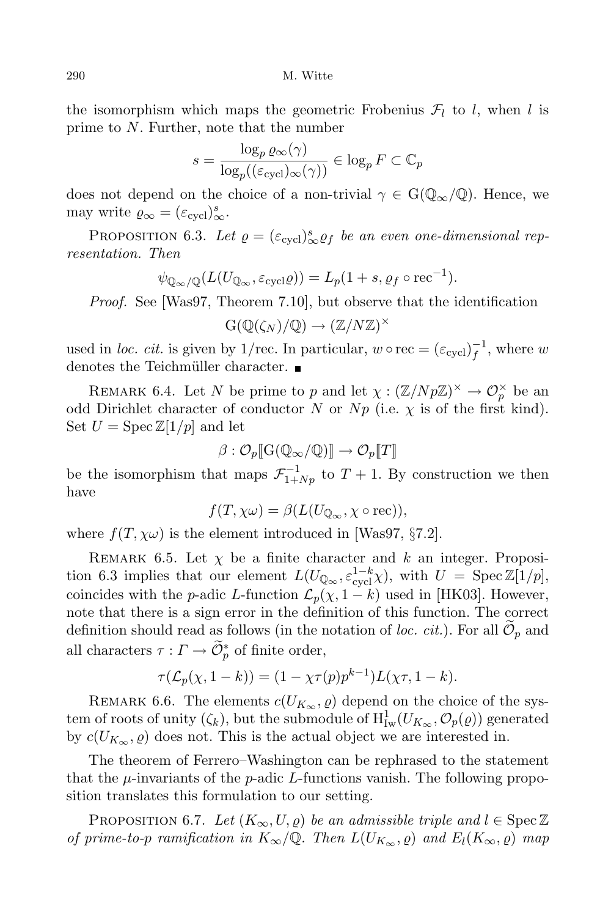the isomorphism which maps the geometric Frobenius $\mathcal{F}_l$ to $l$, when $l$ is prime to $N$. Further, note that the number

$$s = \frac{\log_p \varrho_\infty(\gamma)}{\log_p((\varepsilon_{\mathrm{cycl}})_\infty(\gamma))} \in \log_p F \subset \mathbb{C}_p$$

does not depend on the choice of a non-trivial $\gamma \in \mathrm{G}(\mathbb{Q}_\infty/\mathbb{Q})$. Hence, we may write $\varrho_\infty = (\varepsilon_{\mathrm{cycl}})^s_\infty$.

Proposition 6.3. *Let $\varrho = (\varepsilon_{\mathrm{cycl}})^s_\infty \varrho_f$ be an even one-dimensional representation. Then*

$$\psi_{\mathbb{Q}_\infty/\mathbb{Q}}(L(U_{\mathbb{Q}_\infty}, \varepsilon_{\mathrm{cycl}}\varrho)) = L_p(1+s, \varrho_f \circ \mathrm{rec}^{-1}).$$

*Proof.* See [Was97, Theorem 7.10], but observe that the identification

$$\mathrm{G}(\mathbb{Q}(\zeta_N)/\mathbb{Q}) \to (\mathbb{Z}/N\mathbb{Z})^\times$$

used in *loc. cit.* is given by $1/\mathrm{rec}$. In particular, $w \circ \mathrm{rec} = (\varepsilon_{\mathrm{cycl}})_f^{-1}$, where $w$ denotes the Teichmüller character. ∎

Remark 6.4. Let $N$ be prime to $p$ and let $\chi : (\mathbb{Z}/Np\mathbb{Z})^\times \to \mathcal{O}_p^\times$ be an odd Dirichlet character of conductor $N$ or $Np$ (i.e. $\chi$ is of the first kind). Set $U = \operatorname{Spec} \mathbb{Z}[1/p]$ and let

$$\beta : \mathcal{O}_p[\![\mathrm{G}(\mathbb{Q}_\infty/\mathbb{Q})]\!] \to \mathcal{O}_p[\![T]\!]$$

be the isomorphism that maps $\mathcal{F}_{1+Np}^{-1}$ to $T+1$. By construction we then have

$$f(T, \chi\omega) = \beta(L(U_{\mathbb{Q}_\infty}, \chi \circ \mathrm{rec})),$$

where $f(T, \chi\omega)$ is the element introduced in [Was97, §7.2].

Remark 6.5. Let $\chi$ be a finite character and $k$ an integer. Proposition 6.3 implies that our element $L(U_{\mathbb{Q}_\infty}, \varepsilon_{\mathrm{cycl}}^{1-k}\chi)$, with $U = \operatorname{Spec}\mathbb{Z}[1/p]$, coincides with the $p$-adic $L$-function $\mathcal{L}_p(\chi, 1-k)$ used in [HK03]. However, note that there is a sign error in the definition of this function. The correct definition should read as follows (in the notation of *loc. cit.*). For all $\widetilde{\mathcal{O}}_p$ and all characters $\tau : \Gamma \to \widetilde{\mathcal{O}}_p^*$ of finite order,

$$\tau(\mathcal{L}_p(\chi, 1-k)) = (1 - \chi\tau(p)p^{k-1}) L(\chi\tau, 1-k).$$

Remark 6.6. The elements $c(U_{K_\infty}, \varrho)$ depend on the choice of the system of roots of unity $(\zeta_k)$, but the submodule of $\mathrm{H}^1_{\mathrm{Iw}}(U_{K_\infty}, \mathcal{O}_p(\varrho))$ generated by $c(U_{K_\infty}, \varrho)$ does not. This is the actual object we are interested in.

The theorem of Ferrero–Washington can be rephrased to the statement that the $\mu$-invariants of the $p$-adic $L$-functions vanish. The following proposition translates this formulation to our setting.

Proposition 6.7. *Let $(K_\infty, U, \varrho)$ be an admissible triple and $l \in \operatorname{Spec}\mathbb{Z}$ of prime-to-$p$ ramification in $K_\infty/\mathbb{Q}$. Then $L(U_{K_\infty}, \varrho)$ and $E_l(K_\infty, \varrho)$ map*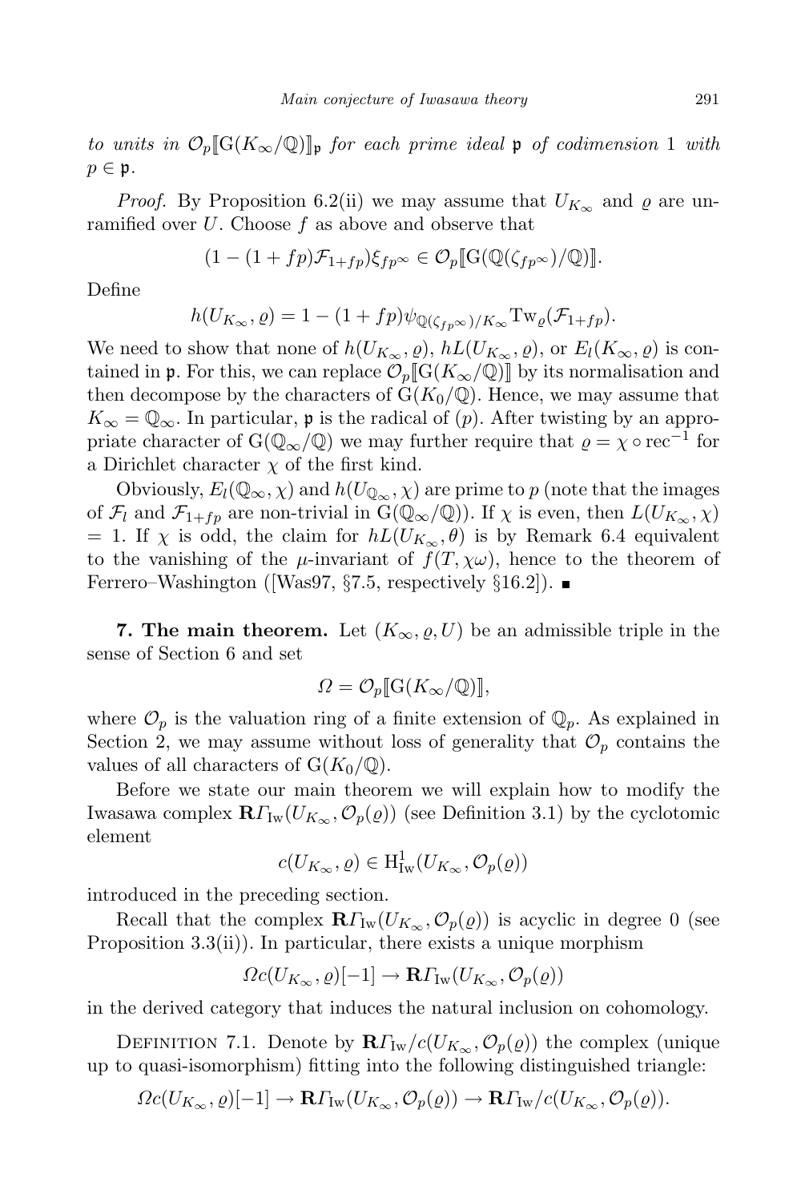*to units in* $\mathcal{O}_p[\![\mathrm{G}(K_\infty/\mathbb{Q})]\!]_{\mathfrak{p}}$ *for each prime ideal* $\mathfrak{p}$ *of codimension* $1$ *with* $p \in \mathfrak{p}$.

*Proof.* By Proposition 6.2(ii) we may assume that $U_{K_\infty}$ and $\varrho$ are unramified over $U$. Choose $f$ as above and observe that

$$(1-(1+fp)\mathcal{F}_{1+fp})\xi_{fp^\infty} \in \mathcal{O}_p[\![\mathrm{G}(\mathbb{Q}(\zeta_{fp^\infty})/\mathbb{Q})]\!].$$

Define

$$h(U_{K_\infty},\varrho) = 1-(1+fp)\psi_{\mathbb{Q}(\zeta_{fp^\infty})/K_\infty}\mathrm{Tw}_\varrho(\mathcal{F}_{1+fp}).$$

We need to show that none of $h(U_{K_\infty},\varrho)$, $hL(U_{K_\infty},\varrho)$, or $E_l(K_\infty,\varrho)$ is contained in $\mathfrak{p}$. For this, we can replace $\mathcal{O}_p[\![\mathrm{G}(K_\infty/\mathbb{Q})]\!]$ by its normalisation and then decompose by the characters of $\mathrm{G}(K_0/\mathbb{Q})$. Hence, we may assume that $K_\infty = \mathbb{Q}_\infty$. In particular, $\mathfrak{p}$ is the radical of $(p)$. After twisting by an appropriate character of $\mathrm{G}(\mathbb{Q}_\infty/\mathbb{Q})$ we may further require that $\varrho = \chi\circ\mathrm{rec}^{-1}$ for a Dirichlet character $\chi$ of the first kind.

Obviously, $E_l(\mathbb{Q}_\infty,\chi)$ and $h(U_{\mathbb{Q}_\infty},\chi)$ are prime to $p$ (note that the images of $\mathcal{F}_l$ and $\mathcal{F}_{1+fp}$ are non-trivial in $\mathrm{G}(\mathbb{Q}_\infty/\mathbb{Q})$). If $\chi$ is even, then $L(U_{K_\infty},\chi) = 1$. If $\chi$ is odd, the claim for $hL(U_{K_\infty},\theta)$ is by Remark 6.4 equivalent to the vanishing of the $\mu$-invariant of $f(T,\chi\omega)$, hence to the theorem of Ferrero–Washington ([Was97, §7.5, respectively §16.2]). ∎

**7. The main theorem.** Let $(K_\infty,\varrho,U)$ be an admissible triple in the sense of Section 6 and set

$$\Omega = \mathcal{O}_p[\![\mathrm{G}(K_\infty/\mathbb{Q})]\!],$$

where $\mathcal{O}_p$ is the valuation ring of a finite extension of $\mathbb{Q}_p$. As explained in Section 2, we may assume without loss of generality that $\mathcal{O}_p$ contains the values of all characters of $\mathrm{G}(K_0/\mathbb{Q})$.

Before we state our main theorem we will explain how to modify the Iwasawa complex $\mathbf{R}\Gamma_{\mathrm{Iw}}(U_{K_\infty},\mathcal{O}_p(\varrho))$ (see Definition 3.1) by the cyclotomic element

$$c(U_{K_\infty},\varrho) \in \mathrm{H}^1_{\mathrm{Iw}}(U_{K_\infty},\mathcal{O}_p(\varrho))$$

introduced in the preceding section.

Recall that the complex $\mathbf{R}\Gamma_{\mathrm{Iw}}(U_{K_\infty},\mathcal{O}_p(\varrho))$ is acyclic in degree 0 (see Proposition 3.3(ii)). In particular, there exists a unique morphism

$$\Omega c(U_{K_\infty},\varrho)[-1] \to \mathbf{R}\Gamma_{\mathrm{Iw}}(U_{K_\infty},\mathcal{O}_p(\varrho))$$

in the derived category that induces the natural inclusion on cohomology.

Definition 7.1. Denote by $\mathbf{R}\Gamma_{\mathrm{Iw}}/c(U_{K_\infty},\mathcal{O}_p(\varrho))$ the complex (unique up to quasi-isomorphism) fitting into the following distinguished triangle:

$$\Omega c(U_{K_\infty},\varrho)[-1] \to \mathbf{R}\Gamma_{\mathrm{Iw}}(U_{K_\infty},\mathcal{O}_p(\varrho)) \to \mathbf{R}\Gamma_{\mathrm{Iw}}/c(U_{K_\infty},\mathcal{O}_p(\varrho)).$$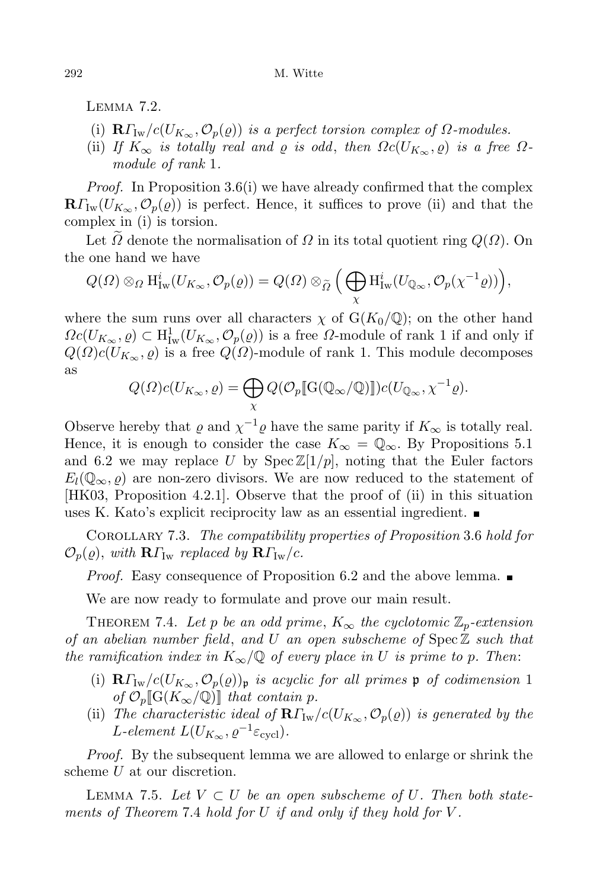LEMMA 7.2.

(i) $\mathbf{R}\Gamma_{\mathrm{Iw}}/c(U_{K_\infty}, \mathcal{O}_p(\varrho))$ *is a perfect torsion complex of* $\Omega$*-modules.*
(ii) *If* $K_\infty$ *is totally real and* $\varrho$ *is odd*, *then* $\Omega c(U_{K_\infty}, \varrho)$ *is a free* $\Omega$*-module of rank* 1.

*Proof.* In Proposition 3.6(i) we have already confirmed that the complex $\mathbf{R}\Gamma_{\mathrm{Iw}}(U_{K_\infty}, \mathcal{O}_p(\varrho))$ is perfect. Hence, it suffices to prove (ii) and that the complex in (i) is torsion.

Let $\widetilde{\Omega}$ denote the normalisation of $\Omega$ in its total quotient ring $Q(\Omega)$. On the one hand we have

$$Q(\Omega) \otimes_\Omega \mathrm{H}^i_{\mathrm{Iw}}(U_{K_\infty}, \mathcal{O}_p(\varrho)) = Q(\Omega) \otimes_{\widetilde{\Omega}} \Big( \bigoplus_\chi \mathrm{H}^i_{\mathrm{Iw}}(U_{\mathbb{Q}_\infty}, \mathcal{O}_p(\chi^{-1}\varrho)) \Big),$$

where the sum runs over all characters $\chi$ of $\mathrm{G}(K_0/\mathbb{Q})$; on the other hand $\Omega c(U_{K_\infty}, \varrho) \subset \mathrm{H}^1_{\mathrm{Iw}}(U_{K_\infty}, \mathcal{O}_p(\varrho))$ is a free $\Omega$-module of rank 1 if and only if $Q(\Omega)c(U_{K_\infty}, \varrho)$ is a free $Q(\Omega)$-module of rank 1. This module decomposes as

$$Q(\Omega)c(U_{K_\infty}, \varrho) = \bigoplus_\chi Q(\mathcal{O}_p[\![\mathrm{G}(\mathbb{Q}_\infty/\mathbb{Q})]\!])c(U_{\mathbb{Q}_\infty}, \chi^{-1}\varrho).$$

Observe hereby that $\varrho$ and $\chi^{-1}\varrho$ have the same parity if $K_\infty$ is totally real. Hence, it is enough to consider the case $K_\infty = \mathbb{Q}_\infty$. By Propositions 5.1 and 6.2 we may replace $U$ by $\operatorname{Spec} \mathbb{Z}[1/p]$, noting that the Euler factors $E_l(\mathbb{Q}_\infty, \varrho)$ are non-zero divisors. We are now reduced to the statement of [HK03, Proposition 4.2.1]. Observe that the proof of (ii) in this situation uses K. Kato's explicit reciprocity law as an essential ingredient. ∎

COROLLARY 7.3. *The compatibility properties of Proposition* 3.6 *hold for* $\mathcal{O}_p(\varrho)$, *with* $\mathbf{R}\Gamma_{\mathrm{Iw}}$ *replaced by* $\mathbf{R}\Gamma_{\mathrm{Iw}}/c$.

*Proof.* Easy consequence of Proposition 6.2 and the above lemma. ∎

We are now ready to formulate and prove our main result.

THEOREM 7.4. *Let* $p$ *be an odd prime*, $K_\infty$ *the cyclotomic* $\mathbb{Z}_p$*-extension of an abelian number field*, *and* $U$ *an open subscheme of* $\operatorname{Spec} \mathbb{Z}$ *such that the ramification index in* $K_\infty/\mathbb{Q}$ *of every place in* $U$ *is prime to* $p$. *Then*:

(i) $\mathbf{R}\Gamma_{\mathrm{Iw}}/c(U_{K_\infty}, \mathcal{O}_p(\varrho))_{\mathfrak{p}}$ *is acyclic for all primes* $\mathfrak{p}$ *of codimension* 1 *of* $\mathcal{O}_p[\![\mathrm{G}(K_\infty/\mathbb{Q})]\!]$ *that contain* $p$.
(ii) *The characteristic ideal of* $\mathbf{R}\Gamma_{\mathrm{Iw}}/c(U_{K_\infty}, \mathcal{O}_p(\varrho))$ *is generated by the* $L$*-element* $L(U_{K_\infty}, \varrho^{-1}\varepsilon_{\mathrm{cycl}})$.

*Proof.* By the subsequent lemma we are allowed to enlarge or shrink the scheme $U$ at our discretion.

LEMMA 7.5. *Let* $V \subset U$ *be an open subscheme of* $U$. *Then both statements of Theorem* 7.4 *hold for* $U$ *if and only if they hold for* $V$.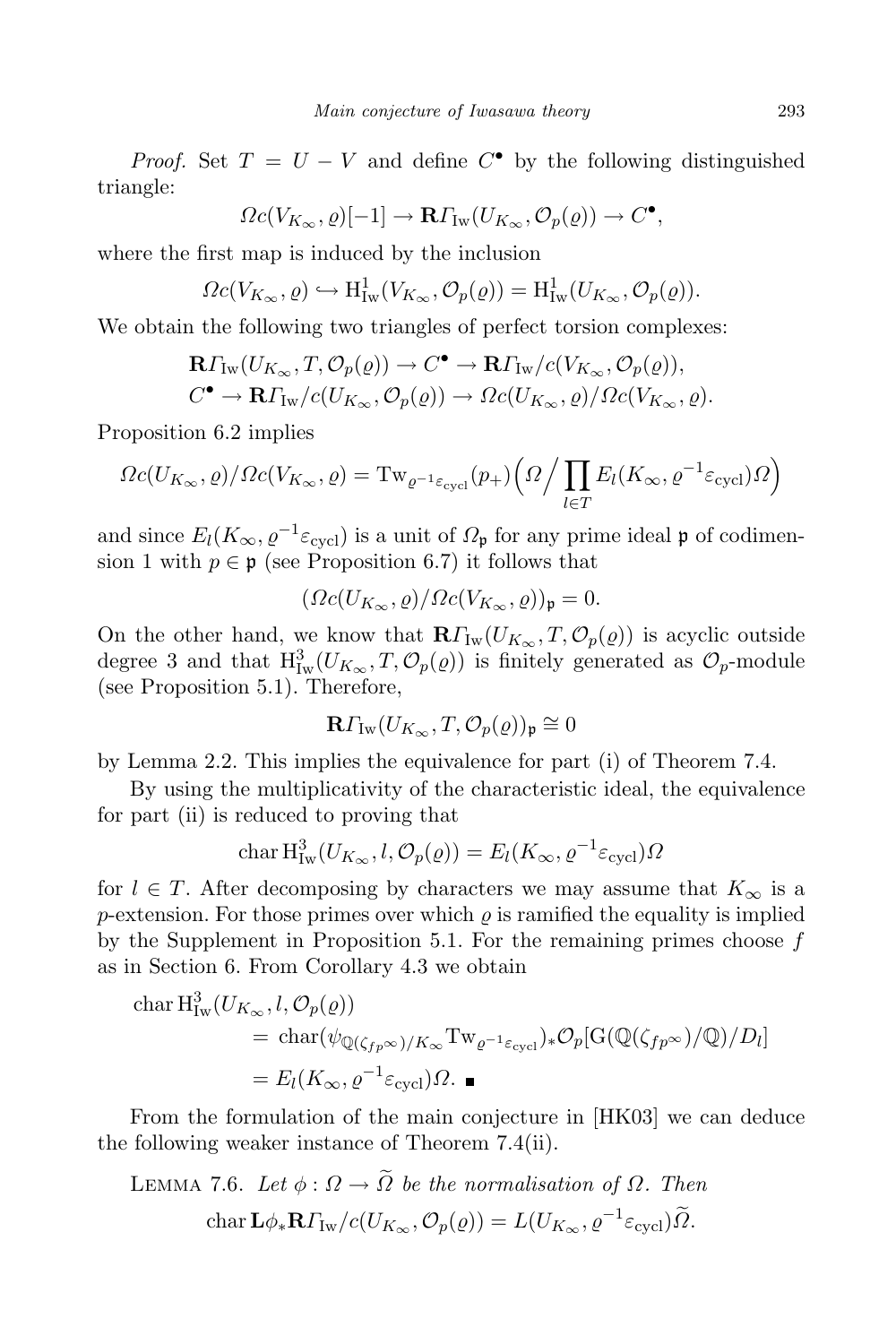*Proof.* Set $T = U - V$ and define $C^\bullet$ by the following distinguished triangle:

$$\Omega c(V_{K_\infty}, \varrho)[-1] \to \mathbf{R}\Gamma_{\mathrm{Iw}}(U_{K_\infty}, \mathcal{O}_p(\varrho)) \to C^\bullet,$$

where the first map is induced by the inclusion

$$\Omega c(V_{K_\infty}, \varrho) \hookrightarrow \mathrm{H}^1_{\mathrm{Iw}}(V_{K_\infty}, \mathcal{O}_p(\varrho)) = \mathrm{H}^1_{\mathrm{Iw}}(U_{K_\infty}, \mathcal{O}_p(\varrho)).$$

We obtain the following two triangles of perfect torsion complexes:

$$\begin{aligned}
&\mathbf{R}\Gamma_{\mathrm{Iw}}(U_{K_\infty}, T, \mathcal{O}_p(\varrho)) \to C^\bullet \to \mathbf{R}\Gamma_{\mathrm{Iw}}/c(V_{K_\infty}, \mathcal{O}_p(\varrho)),\\
&C^\bullet \to \mathbf{R}\Gamma_{\mathrm{Iw}}/c(U_{K_\infty}, \mathcal{O}_p(\varrho)) \to \Omega c(U_{K_\infty}, \varrho)/\Omega c(V_{K_\infty}, \varrho).
\end{aligned}$$

Proposition 6.2 implies

$$\Omega c(U_{K_\infty}, \varrho)/\Omega c(V_{K_\infty}, \varrho) = \mathrm{Tw}_{\varrho^{-1}\varepsilon_{\mathrm{cycl}}}(p_+)\Big(\Omega\Big/\prod_{l\in T} E_l(K_\infty, \varrho^{-1}\varepsilon_{\mathrm{cycl}})\Omega\Big)$$

and since $E_l(K_\infty, \varrho^{-1}\varepsilon_{\mathrm{cycl}})$ is a unit of $\Omega_{\mathfrak{p}}$ for any prime ideal $\mathfrak{p}$ of codimension 1 with $p \in \mathfrak{p}$ (see Proposition 6.7) it follows that

$$(\Omega c(U_{K_\infty}, \varrho)/\Omega c(V_{K_\infty}, \varrho))_{\mathfrak{p}} = 0.$$

On the other hand, we know that $\mathbf{R}\Gamma_{\mathrm{Iw}}(U_{K_\infty}, T, \mathcal{O}_p(\varrho))$ is acyclic outside degree 3 and that $\mathrm{H}^3_{\mathrm{Iw}}(U_{K_\infty}, T, \mathcal{O}_p(\varrho))$ is finitely generated as $\mathcal{O}_p$-module (see Proposition 5.1). Therefore,

$$\mathbf{R}\Gamma_{\mathrm{Iw}}(U_{K_\infty}, T, \mathcal{O}_p(\varrho))_{\mathfrak{p}} \cong 0$$

by Lemma 2.2. This implies the equivalence for part (i) of Theorem 7.4.

By using the multiplicativity of the characteristic ideal, the equivalence for part (ii) is reduced to proving that

$$\operatorname{char} \mathrm{H}^3_{\mathrm{Iw}}(U_{K_\infty}, l, \mathcal{O}_p(\varrho)) = E_l(K_\infty, \varrho^{-1}\varepsilon_{\mathrm{cycl}})\Omega$$

for $l \in T$. After decomposing by characters we may assume that $K_\infty$ is a $p$-extension. For those primes over which $\varrho$ is ramified the equality is implied by the Supplement in Proposition 5.1. For the remaining primes choose $f$ as in Section 6. From Corollary 4.3 we obtain

$$\begin{aligned}
\operatorname{char} &\mathrm{H}^3_{\mathrm{Iw}}(U_{K_\infty}, l, \mathcal{O}_p(\varrho))\\
&= \operatorname{char}(\psi_{\mathbb{Q}(\zeta_{fp^\infty})/K_\infty} \mathrm{Tw}_{\varrho^{-1}\varepsilon_{\mathrm{cycl}}})_* \mathcal{O}_p[\mathrm{G}(\mathbb{Q}(\zeta_{fp^\infty})/\mathbb{Q})/D_l]\\
&= E_l(K_\infty, \varrho^{-1}\varepsilon_{\mathrm{cycl}})\Omega. \quad \blacksquare
\end{aligned}$$

From the formulation of the main conjecture in [HK03] we can deduce the following weaker instance of Theorem 7.4(ii).

Lemma 7.6. *Let $\phi : \Omega \to \widetilde{\Omega}$ be the normalisation of $\Omega$. Then*

$$\operatorname{char} \mathbf{L}\phi_* \mathbf{R}\Gamma_{\mathrm{Iw}}/c(U_{K_\infty}, \mathcal{O}_p(\varrho)) = L(U_{K_\infty}, \varrho^{-1}\varepsilon_{\mathrm{cycl}})\widetilde{\Omega}.$$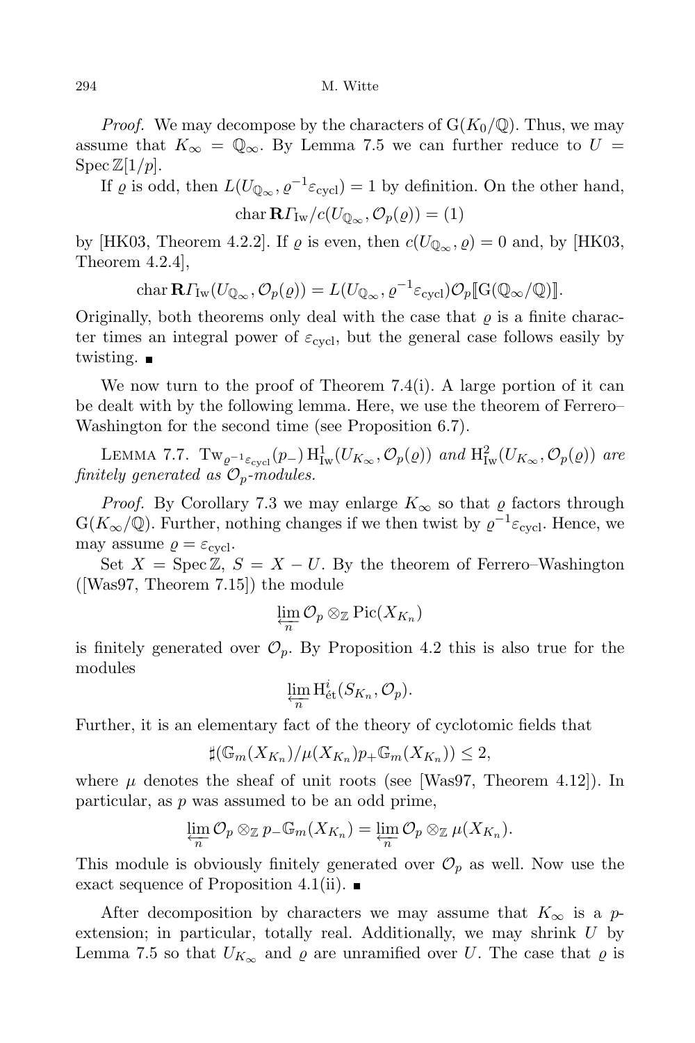*Proof.* We may decompose by the characters of $\mathrm{G}(K_0/\mathbb{Q})$. Thus, we may assume that $K_\infty = \mathbb{Q}_\infty$. By Lemma 7.5 we can further reduce to $U = \operatorname{Spec} \mathbb{Z}[1/p]$.

If $\varrho$ is odd, then $L(U_{\mathbb{Q}_\infty}, \varrho^{-1}\varepsilon_{\mathrm{cycl}}) = 1$ by definition. On the other hand,

$$\operatorname{char} \mathbf{R}\Gamma_{\mathrm{Iw}}/c(U_{\mathbb{Q}_\infty}, \mathcal{O}_p(\varrho)) = (1)$$

by [HK03, Theorem 4.2.2]. If $\varrho$ is even, then $c(U_{\mathbb{Q}_\infty}, \varrho) = 0$ and, by [HK03, Theorem 4.2.4],

$$\operatorname{char} \mathbf{R}\Gamma_{\mathrm{Iw}}(U_{\mathbb{Q}_\infty}, \mathcal{O}_p(\varrho)) = L(U_{\mathbb{Q}_\infty}, \varrho^{-1}\varepsilon_{\mathrm{cycl}})\mathcal{O}_p[\![\mathrm{G}(\mathbb{Q}_\infty/\mathbb{Q})]\!].$$

Originally, both theorems only deal with the case that $\varrho$ is a finite character times an integral power of $\varepsilon_{\mathrm{cycl}}$, but the general case follows easily by twisting. ■

We now turn to the proof of Theorem 7.4(i). A large portion of it can be dealt with by the following lemma. Here, we use the theorem of Ferrero–Washington for the second time (see Proposition 6.7).

LEMMA 7.7. *$\mathrm{Tw}_{\varrho^{-1}\varepsilon_{\mathrm{cycl}}}(p_-)\, \mathrm{H}^1_{\mathrm{Iw}}(U_{K_\infty}, \mathcal{O}_p(\varrho))$ and $\mathrm{H}^2_{\mathrm{Iw}}(U_{K_\infty}, \mathcal{O}_p(\varrho))$ are finitely generated as $\mathcal{O}_p$-modules.*

*Proof.* By Corollary 7.3 we may enlarge $K_\infty$ so that $\varrho$ factors through $\mathrm{G}(K_\infty/\mathbb{Q})$. Further, nothing changes if we then twist by $\varrho^{-1}\varepsilon_{\mathrm{cycl}}$. Hence, we may assume $\varrho = \varepsilon_{\mathrm{cycl}}$.

Set $X = \operatorname{Spec} \mathbb{Z}$, $S = X - U$. By the theorem of Ferrero–Washington ([Was97, Theorem 7.15]) the module

$$\varprojlim_n \mathcal{O}_p \otimes_{\mathbb{Z}} \operatorname{Pic}(X_{K_n})$$

is finitely generated over $\mathcal{O}_p$. By Proposition 4.2 this is also true for the modules

$$\varprojlim_n \mathrm{H}^i_{\text{ét}}(S_{K_n}, \mathcal{O}_p).$$

Further, it is an elementary fact of the theory of cyclotomic fields that

$$\sharp(\mathbb{G}_m(X_{K_n})/\mu(X_{K_n})p_+\mathbb{G}_m(X_{K_n})) \leq 2,$$

where $\mu$ denotes the sheaf of unit roots (see [Was97, Theorem 4.12]). In particular, as $p$ was assumed to be an odd prime,

$$\varprojlim_n \mathcal{O}_p \otimes_{\mathbb{Z}} p_-\mathbb{G}_m(X_{K_n}) = \varprojlim_n \mathcal{O}_p \otimes_{\mathbb{Z}} \mu(X_{K_n}).$$

This module is obviously finitely generated over $\mathcal{O}_p$ as well. Now use the exact sequence of Proposition 4.1(ii). ■

After decomposition by characters we may assume that $K_\infty$ is a $p$-extension; in particular, totally real. Additionally, we may shrink $U$ by Lemma 7.5 so that $U_{K_\infty}$ and $\varrho$ are unramified over $U$. The case that $\varrho$ is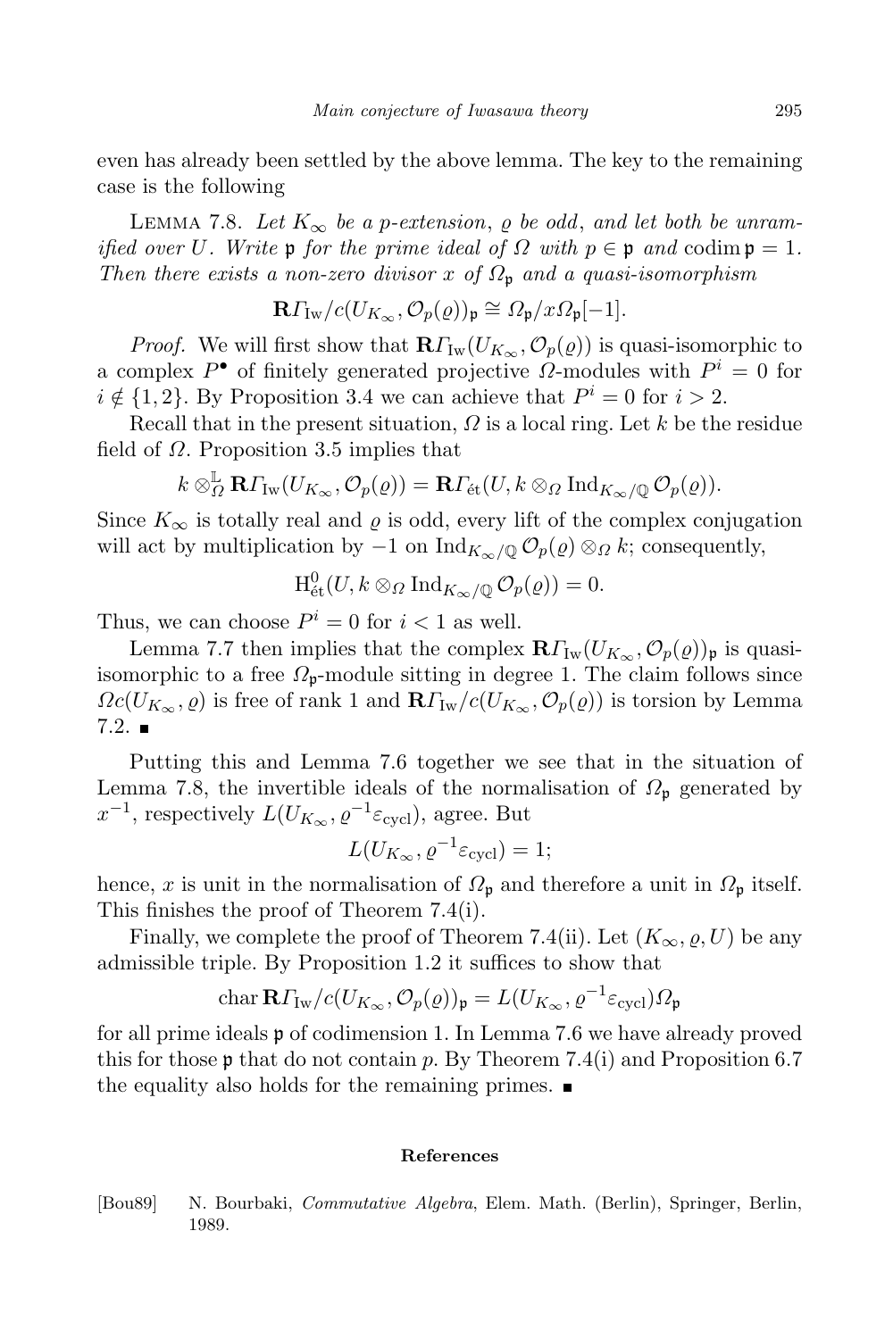even has already been settled by the above lemma. The key to the remaining case is the following

Lemma 7.8. *Let $K_\infty$ be a $p$-extension, $\varrho$ be odd, and let both be unramified over $U$. Write $\mathfrak{p}$ for the prime ideal of $\Omega$ with $p \in \mathfrak{p}$ and $\operatorname{codim} \mathfrak{p} = 1$. Then there exists a non-zero divisor $x$ of $\Omega_{\mathfrak{p}}$ and a quasi-isomorphism*

$$\mathbf{R}\Gamma_{\mathrm{Iw}}/c(U_{K_\infty}, \mathcal{O}_p(\varrho))_{\mathfrak{p}} \cong \Omega_{\mathfrak{p}}/x\Omega_{\mathfrak{p}}[-1].$$

*Proof.* We will first show that $\mathbf{R}\Gamma_{\mathrm{Iw}}(U_{K_\infty}, \mathcal{O}_p(\varrho))$ is quasi-isomorphic to a complex $P^\bullet$ of finitely generated projective $\Omega$-modules with $P^i = 0$ for $i \notin \{1, 2\}$. By Proposition 3.4 we can achieve that $P^i = 0$ for $i > 2$.

Recall that in the present situation, $\Omega$ is a local ring. Let $k$ be the residue field of $\Omega$. Proposition 3.5 implies that

$$k \otimes^{\mathbb{L}}_{\Omega} \mathbf{R}\Gamma_{\mathrm{Iw}}(U_{K_\infty}, \mathcal{O}_p(\varrho)) = \mathbf{R}\Gamma_{\text{ét}}(U, k \otimes_{\Omega} \operatorname{Ind}_{K_\infty/\mathbb{Q}} \mathcal{O}_p(\varrho)).$$

Since $K_\infty$ is totally real and $\varrho$ is odd, every lift of the complex conjugation will act by multiplication by $-1$ on $\operatorname{Ind}_{K_\infty/\mathbb{Q}} \mathcal{O}_p(\varrho) \otimes_{\Omega} k$; consequently,

$$\mathrm{H}^0_{\text{ét}}(U, k \otimes_{\Omega} \operatorname{Ind}_{K_\infty/\mathbb{Q}} \mathcal{O}_p(\varrho)) = 0.$$

Thus, we can choose $P^i = 0$ for $i < 1$ as well.

Lemma 7.7 then implies that the complex $\mathbf{R}\Gamma_{\mathrm{Iw}}(U_{K_\infty}, \mathcal{O}_p(\varrho))_{\mathfrak{p}}$ is quasi-isomorphic to a free $\Omega_{\mathfrak{p}}$-module sitting in degree 1. The claim follows since $\Omega c(U_{K_\infty}, \varrho)$ is free of rank 1 and $\mathbf{R}\Gamma_{\mathrm{Iw}}/c(U_{K_\infty}, \mathcal{O}_p(\varrho))$ is torsion by Lemma 7.2. ∎

Putting this and Lemma 7.6 together we see that in the situation of Lemma 7.8, the invertible ideals of the normalisation of $\Omega_{\mathfrak{p}}$ generated by $x^{-1}$, respectively $L(U_{K_\infty}, \varrho^{-1}\varepsilon_{\mathrm{cycl}})$, agree. But

$$L(U_{K_\infty}, \varrho^{-1}\varepsilon_{\mathrm{cycl}}) = 1;$$

hence, $x$ is unit in the normalisation of $\Omega_{\mathfrak{p}}$ and therefore a unit in $\Omega_{\mathfrak{p}}$ itself. This finishes the proof of Theorem 7.4(i).

Finally, we complete the proof of Theorem 7.4(ii). Let $(K_\infty, \varrho, U)$ be any admissible triple. By Proposition 1.2 it suffices to show that

$$\operatorname{char} \mathbf{R}\Gamma_{\mathrm{Iw}}/c(U_{K_\infty}, \mathcal{O}_p(\varrho))_{\mathfrak{p}} = L(U_{K_\infty}, \varrho^{-1}\varepsilon_{\mathrm{cycl}})\Omega_{\mathfrak{p}}$$

for all prime ideals $\mathfrak{p}$ of codimension 1. In Lemma 7.6 we have already proved this for those $\mathfrak{p}$ that do not contain $p$. By Theorem 7.4(i) and Proposition 6.7 the equality also holds for the remaining primes. ∎

## References

[Bou89] N. Bourbaki, *Commutative Algebra*, Elem. Math. (Berlin), Springer, Berlin, 1989.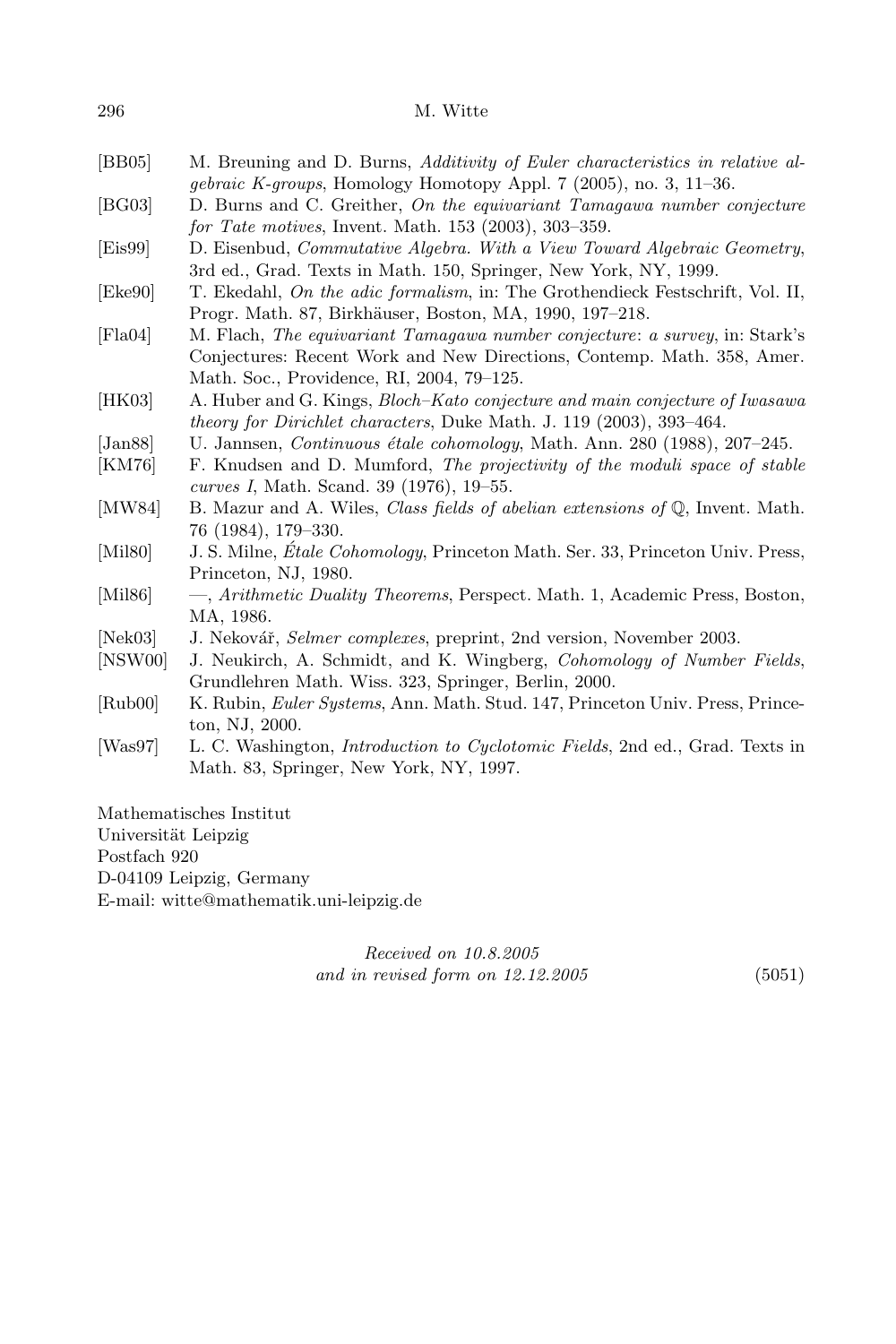[BB05] M. Breuning and D. Burns, *Additivity of Euler characteristics in relative algebraic K-groups*, Homology Homotopy Appl. 7 (2005), no. 3, 11–36.

[BG03] D. Burns and C. Greither, *On the equivariant Tamagawa number conjecture for Tate motives*, Invent. Math. 153 (2003), 303–359.

[Eis99] D. Eisenbud, *Commutative Algebra. With a View Toward Algebraic Geometry*, 3rd ed., Grad. Texts in Math. 150, Springer, New York, NY, 1999.

[Eke90] T. Ekedahl, *On the adic formalism*, in: The Grothendieck Festschrift, Vol. II, Progr. Math. 87, Birkhäuser, Boston, MA, 1990, 197–218.

[Fla04] M. Flach, *The equivariant Tamagawa number conjecture: a survey*, in: Stark's Conjectures: Recent Work and New Directions, Contemp. Math. 358, Amer. Math. Soc., Providence, RI, 2004, 79–125.

[HK03] A. Huber and G. Kings, *Bloch–Kato conjecture and main conjecture of Iwasawa theory for Dirichlet characters*, Duke Math. J. 119 (2003), 393–464.

[Jan88] U. Jannsen, *Continuous étale cohomology*, Math. Ann. 280 (1988), 207–245.

[KM76] F. Knudsen and D. Mumford, *The projectivity of the moduli space of stable curves I*, Math. Scand. 39 (1976), 19–55.

[MW84] B. Mazur and A. Wiles, *Class fields of abelian extensions of* $\mathbb{Q}$, Invent. Math. 76 (1984), 179–330.

[Mil80] J. S. Milne, *Étale Cohomology*, Princeton Math. Ser. 33, Princeton Univ. Press, Princeton, NJ, 1980.

[Mil86] —, *Arithmetic Duality Theorems*, Perspect. Math. 1, Academic Press, Boston, MA, 1986.

[Nek03] J. Nekovář, *Selmer complexes*, preprint, 2nd version, November 2003.

[NSW00] J. Neukirch, A. Schmidt, and K. Wingberg, *Cohomology of Number Fields*, Grundlehren Math. Wiss. 323, Springer, Berlin, 2000.

[Rub00] K. Rubin, *Euler Systems*, Ann. Math. Stud. 147, Princeton Univ. Press, Princeton, NJ, 2000.

[Was97] L. C. Washington, *Introduction to Cyclotomic Fields*, 2nd ed., Grad. Texts in Math. 83, Springer, New York, NY, 1997.

Mathematisches Institut
Universität Leipzig
Postfach 920
D-04109 Leipzig, Germany
E-mail: witte@mathematik.uni-leipzig.de

*Received on 10.8.2005*
*and in revised form on 12.12.2005* (5051)